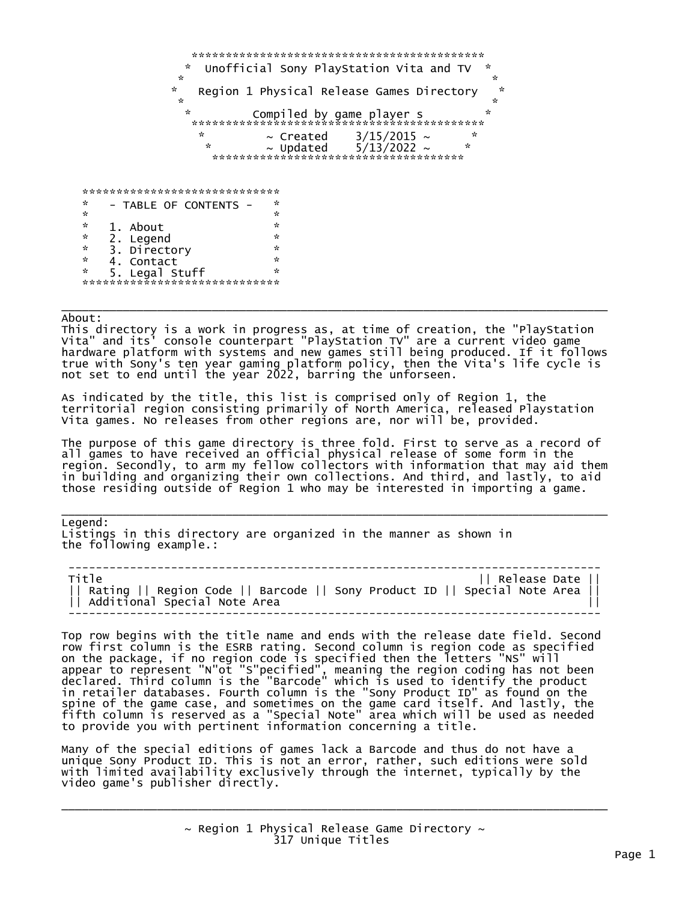# Unofficial Sony PlayStation Vita and TV

## Region 1 Physical Release Games Directory

Compiled by game player s

~ Created 3/15/2015 ~

~ Updated 5/13/2022 ~

**- TABLE OF CONTENTS -**

1. About
2. Legend
3. Directory
4. Contact
5. Legal Stuff

---

## About:

This directory is a work in progress as, at time of creation, the "PlayStation Vita" and its' console counterpart "PlayStation TV" are a current video game hardware platform with systems and new games still being produced. If it follows true with Sony's ten year gaming platform policy, then the Vita's life cycle is not set to end until the year 2022, barring the unforseen.

As indicated by the title, this list is comprised only of Region 1, the territorial region consisting primarily of North America, released Playstation Vita games. No releases from other regions are, nor will be, provided.

The purpose of this game directory is three fold. First to serve as a record of all games to have received an official physical release of some form in the region. Secondly, to arm my fellow collectors with information that may aid them in building and organizing their own collections. And third, and lastly, to aid those residing outside of Region 1 who may be interested in importing a game.

---

## Legend:

Listings in this directory are organized in the manner as shown in the following example.:

```
 ------------------------------------------------------------------------------
 Title                                                         || Release Date ||
 || Rating || Region Code || Barcode || Sony Product ID || Special Note Area ||
 || Additional Special Note Area                                               ||
 ------------------------------------------------------------------------------
```

Top row begins with the title name and ends with the release date field. Second row first column is the ESRB rating. Second column is region code as specified on the package, if no region code is specified then the letters "NS" will appear to represent "N"ot "S"pecified", meaning the region coding has not been declared. Third column is the "Barcode" which is used to identify the product in retailer databases. Fourth column is the "Sony Product ID" as found on the spine of the game case, and sometimes on the game card itself. And lastly, the fifth column is reserved as a "Special Note" area which will be used as needed to provide you with pertinent information concerning a title.

Many of the special editions of games lack a Barcode and thus do not have a unique Sony Product ID. This is not an error, rather, such editions were sold with limited availability exclusively through the internet, typically by the video game's publisher directly.

---

## ~ Region 1 Physical Release Game Directory ~

317 Unique Titles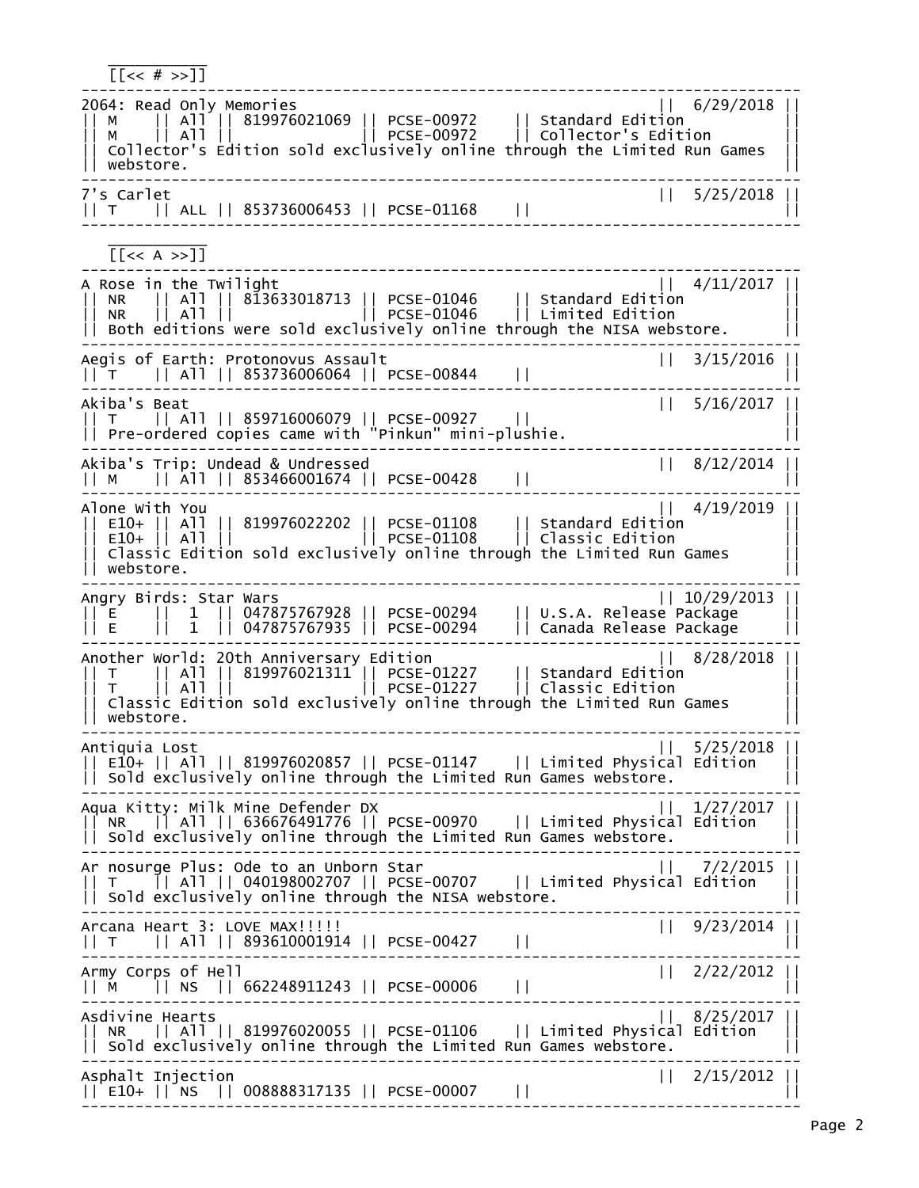## [[<< # >>]]

```
--------------------------------------------------------------------------------
2064: Read Only Memories                                         ||  6/29/2018 ||
|| M    || All || 819976021069 || PCSE-00972    || Standard Edition           ||
|| M    || All ||              || PCSE-00972    || Collector's Edition        ||
|| Collector's Edition sold exclusively online through the Limited Run Games  ||
|| webstore.                                                                   ||
--------------------------------------------------------------------------------
7's Carlet                                                       ||  5/25/2018 ||
|| T    || ALL || 853736006453 || PCSE-01168    ||                            ||
--------------------------------------------------------------------------------
```

## [[<< A >>]]

```
--------------------------------------------------------------------------------
A Rose in the Twilight                                           ||  4/11/2017 ||
|| NR   || All || 813633018713 || PCSE-01046    || Standard Edition           ||
|| NR   || All ||              || PCSE-01046    || Limited Edition            ||
|| Both editions were sold exclusively online through the NISA webstore.      ||
--------------------------------------------------------------------------------
Aegis of Earth: Protonovus Assault                               ||  3/15/2016 ||
|| T    || All || 853736006064 || PCSE-00844    ||                            ||
--------------------------------------------------------------------------------
Akiba's Beat                                                     ||  5/16/2017 ||
|| T    || All || 859716006079 || PCSE-00927    ||                            ||
|| Pre-ordered copies came with "Pinkun" mini-plushie.                        ||
--------------------------------------------------------------------------------
Akiba's Trip: Undead & Undressed                                 ||  8/12/2014 ||
|| M    || All || 853466001674 || PCSE-00428    ||                            ||
--------------------------------------------------------------------------------
Alone With You                                                   ||  4/19/2019 ||
|| E10+ || All || 819976022202 || PCSE-01108    || Standard Edition           ||
|| E10+ || All ||              || PCSE-01108    || Classic Edition            ||
|| Classic Edition sold exclusively online through the Limited Run Games      ||
|| webstore.                                                                   ||
--------------------------------------------------------------------------------
Angry Birds: Star Wars                                           || 10/29/2013 ||
|| E    ||  1  || 047875767928 || PCSE-00294    || U.S.A. Release Package     ||
|| E    ||  1  || 047875767935 || PCSE-00294    || Canada Release Package     ||
--------------------------------------------------------------------------------
Another World: 20th Anniversary Edition                          ||  8/28/2018 ||
|| T    || All || 819976021311 || PCSE-01227    || Standard Edition           ||
|| T    || All ||              || PCSE-01227    || Classic Edition            ||
|| Classic Edition sold exclusively online through the Limited Run Games      ||
|| webstore.                                                                   ||
--------------------------------------------------------------------------------
Antiquia Lost                                                    ||  5/25/2018 ||
|| E10+ || All || 819976020857 || PCSE-01147    || Limited Physical Edition   ||
|| Sold exclusively online through the Limited Run Games webstore.            ||
--------------------------------------------------------------------------------
Aqua Kitty: Milk Mine Defender DX                                ||  1/27/2017 ||
|| NR   || All || 636676491776 || PCSE-00970    || Limited Physical Edition   ||
|| Sold exclusively online through the Limited Run Games webstore.            ||
--------------------------------------------------------------------------------
Ar nosurge Plus: Ode to an Unborn Star                           ||   7/2/2015 ||
|| T    || All || 040198002707 || PCSE-00707    || Limited Physical Edition   ||
|| Sold exclusively online through the NISA webstore.                         ||
--------------------------------------------------------------------------------
Arcana Heart 3: LOVE MAX!!!!!                                    ||  9/23/2014 ||
|| T    || All || 893610001914 || PCSE-00427    ||                            ||
--------------------------------------------------------------------------------
Army Corps of Hell                                               ||  2/22/2012 ||
|| M    || NS  || 662248911243 || PCSE-00006    ||                            ||
--------------------------------------------------------------------------------
Asdivine Hearts                                                  ||  8/25/2017 ||
|| NR   || All || 819976020055 || PCSE-01106    || Limited Physical Edition   ||
|| Sold exclusively online through the Limited Run Games webstore.            ||
--------------------------------------------------------------------------------
Asphalt Injection                                                ||  2/15/2012 ||
|| E10+ || NS  || 008888317135 || PCSE-00007    ||                            ||
--------------------------------------------------------------------------------
```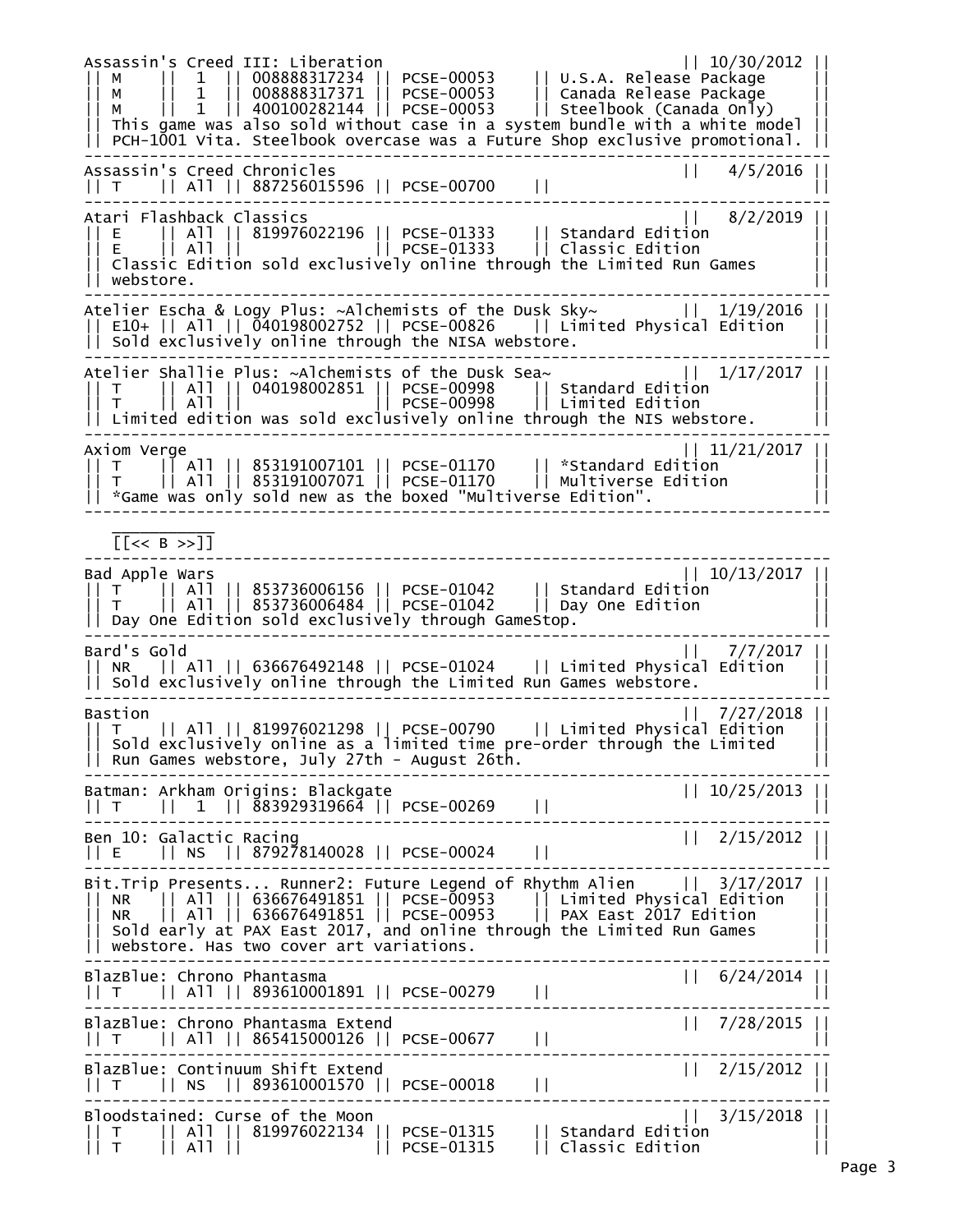```
Assassin's Creed III: Liberation                                || 10/30/2012 ||
|| M    ||  1  || 008888317234 || PCSE-00053    || U.S.A. Release Package     ||
|| M    ||  1  || 008888317371 || PCSE-00053    || Canada Release Package     ||
|| M    ||  1  || 400100282144 || PCSE-00053    || Steelbook (Canada Only)    ||
|| This game was also sold without case in a system bundle with a white model ||
|| PCH-1001 Vita. Steelbook overcase was a Future Shop exclusive promotional. ||
------------------------------------------------------------------------------
Assassin's Creed Chronicles                                     ||   4/5/2016 ||
|| T    || All || 887256015596 || PCSE-00700    ||                            ||
------------------------------------------------------------------------------
Atari Flashback Classics                                        ||   8/2/2019 ||
|| E    || All || 819976022196 || PCSE-01333    || Standard Edition           ||
|| E    || All ||              || PCSE-01333    || Classic Edition            ||
|| Classic Edition sold exclusively online through the Limited Run Games      ||
|| webstore.                                                                  ||
------------------------------------------------------------------------------
Atelier Escha & Logy Plus: ~Alchemists of the Dusk Sky~         ||  1/19/2016 ||
|| E10+ || All || 040198002752 || PCSE-00826    || Limited Physical Edition   ||
|| Sold exclusively online through the NISA webstore.                         ||
------------------------------------------------------------------------------
Atelier Shallie Plus: ~Alchemists of the Dusk Sea~              ||  1/17/2017 ||
|| T    || All || 040198002851 || PCSE-00998    || Standard Edition           ||
|| T    || All ||              || PCSE-00998    || Limited Edition            ||
|| Limited edition was sold exclusively online through the NIS webstore.      ||
------------------------------------------------------------------------------
Axiom Verge                                                     || 11/21/2017 ||
|| T    || All || 853191007101 || PCSE-01170    || *Standard Edition          ||
|| T    || All || 853191007071 || PCSE-01170    || Multiverse Edition         ||
|| *Game was only sold new as the boxed "Multiverse Edition".                 ||
------------------------------------------------------------------------------
   __________
   [[<< B >>]]
------------------------------------------------------------------------------
Bad Apple Wars                                                  || 10/13/2017 ||
|| T    || All || 853736006156 || PCSE-01042    || Standard Edition           ||
|| T    || All || 853736006484 || PCSE-01042    || Day One Edition            ||
|| Day One Edition sold exclusively through GameStop.                         ||
------------------------------------------------------------------------------
Bard's Gold                                                     ||   7/7/2017 ||
|| NR   || All || 636676492148 || PCSE-01024    || Limited Physical Edition   ||
|| Sold exclusively online through the Limited Run Games webstore.            ||
------------------------------------------------------------------------------
Bastion                                                         ||  7/27/2018 ||
|| T    || All || 819976021298 || PCSE-00790    || Limited Physical Edition   ||
|| Sold exclusively online as a limited time pre-order through the Limited    ||
|| Run Games webstore, July 27th - August 26th.                               ||
------------------------------------------------------------------------------
Batman: Arkham Origins: Blackgate                               || 10/25/2013 ||
|| T    ||  1  || 883929319664 || PCSE-00269    ||                            ||
------------------------------------------------------------------------------
Ben 10: Galactic Racing                                         ||  2/15/2012 ||
|| E    || NS  || 879278140028 || PCSE-00024    ||                            ||
------------------------------------------------------------------------------
Bit.Trip Presents... Runner2: Future Legend of Rhythm Alien     ||  3/17/2017 ||
|| NR   || All || 636676491851 || PCSE-00953    || Limited Physical Edition   ||
|| NR   || All || 636676491851 || PCSE-00953    || PAX East 2017 Edition      ||
|| Sold early at PAX East 2017, and online through the Limited Run Games      ||
|| webstore. Has two cover art variations.                                    ||
------------------------------------------------------------------------------
BlazBlue: Chrono Phantasma                                      ||  6/24/2014 ||
|| T    || All || 893610001891 || PCSE-00279    ||                            ||
------------------------------------------------------------------------------
BlazBlue: Chrono Phantasma Extend                               ||  7/28/2015 ||
|| T    || All || 865415000126 || PCSE-00677    ||                            ||
------------------------------------------------------------------------------
BlazBlue: Continuum Shift Extend                                ||  2/15/2012 ||
|| T    || NS  || 893610001570 || PCSE-00018    ||                            ||
------------------------------------------------------------------------------
Bloodstained: Curse of the Moon                                 ||  3/15/2018 ||
|| T    || All || 819976022134 || PCSE-01315    || Standard Edition           ||
|| T    || All ||              || PCSE-01315    || Classic Edition            ||
```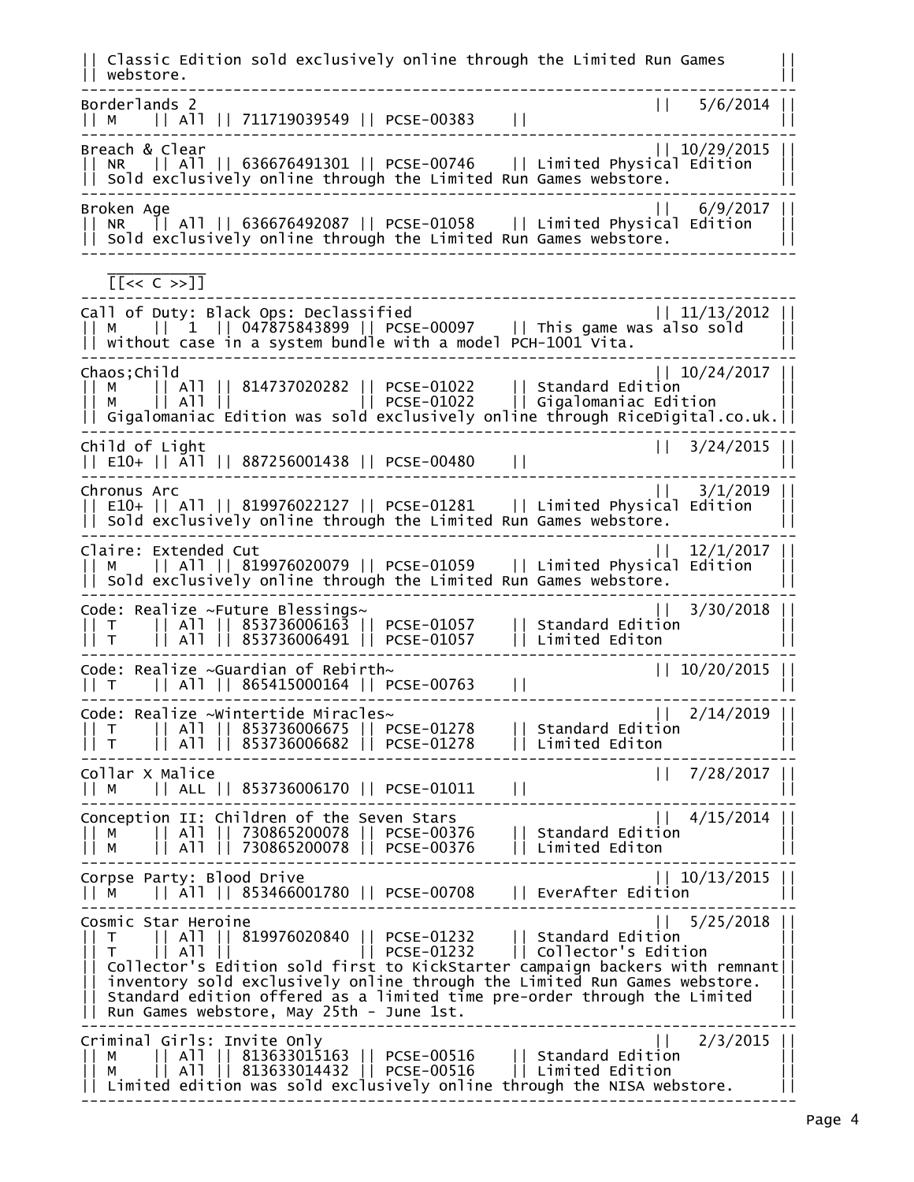```
|| Classic Edition sold exclusively online through the Limited Run Games      ||
|| webstore.                                                                   ||
-------------------------------------------------------------------------------
Borderlands 2                                                   ||   5/6/2014 ||
|| M    || All || 711719039549 || PCSE-00383    ||                             ||
-------------------------------------------------------------------------------
Breach & Clear                                                  || 10/29/2015 ||
|| NR   || All || 636676491301 || PCSE-00746    || Limited Physical Edition   ||
|| Sold exclusively online through the Limited Run Games webstore.            ||
-------------------------------------------------------------------------------
Broken Age                                                      ||   6/9/2017 ||
|| NR   || All || 636676492087 || PCSE-01058    || Limited Physical Edition   ||
|| Sold exclusively online through the Limited Run Games webstore.            ||
-------------------------------------------------------------------------------
   ___________
   [[<< C >>]]
-------------------------------------------------------------------------------
Call of Duty: Black Ops: Declassified                           || 11/13/2012 ||
|| M    ||  1  || 047875843899 || PCSE-00097    || This game was also sold    ||
|| without case in a system bundle with a model PCH-1001 Vita.                ||
-------------------------------------------------------------------------------
Chaos;Child                                                     || 10/24/2017 ||
|| M    || All || 814737020282 || PCSE-01022    || Standard Edition           ||
|| M    || All ||              || PCSE-01022    || Gigalomaniac Edition       ||
|| Gigalomaniac Edition was sold exclusively online through RiceDigital.co.uk.||
-------------------------------------------------------------------------------
Child of Light                                                  ||  3/24/2015 ||
|| E10+ || All || 887256001438 || PCSE-00480    ||                             ||
-------------------------------------------------------------------------------
Chronus Arc                                                     ||   3/1/2019 ||
|| E10+ || All || 819976022127 || PCSE-01281    || Limited Physical Edition   ||
|| Sold exclusively online through the Limited Run Games webstore.            ||
-------------------------------------------------------------------------------
Claire: Extended Cut                                            ||  12/1/2017 ||
|| M    || All || 819976020079 || PCSE-01059    || Limited Physical Edition   ||
|| Sold exclusively online through the Limited Run Games webstore.            ||
-------------------------------------------------------------------------------
Code: Realize ~Future Blessings~                                ||  3/30/2018 ||
|| T    || All || 853736006163 || PCSE-01057    || Standard Edition           ||
|| T    || All || 853736006491 || PCSE-01057    || Limited Editon             ||
-------------------------------------------------------------------------------
Code: Realize ~Guardian of Rebirth~                             || 10/20/2015 ||
|| T    || All || 865415000164 || PCSE-00763    ||                             ||
-------------------------------------------------------------------------------
Code: Realize ~Wintertide Miracles~                             ||  2/14/2019 ||
|| T    || All || 853736006675 || PCSE-01278    || Standard Edition           ||
|| T    || All || 853736006682 || PCSE-01278    || Limited Editon             ||
-------------------------------------------------------------------------------
Collar X Malice                                                 ||  7/28/2017 ||
|| M    || ALL || 853736006170 || PCSE-01011    ||                             ||
-------------------------------------------------------------------------------
Conception II: Children of the Seven Stars                      ||  4/15/2014 ||
|| M    || All || 730865200078 || PCSE-00376    || Standard Edition           ||
|| M    || All || 730865200078 || PCSE-00376    || Limited Editon             ||
-------------------------------------------------------------------------------
Corpse Party: Blood Drive                                       || 10/13/2015 ||
|| M    || All || 853466001780 || PCSE-00708    || EverAfter Edition          ||
-------------------------------------------------------------------------------
Cosmic Star Heroine                                             ||  5/25/2018 ||
|| T    || All || 819976020840 || PCSE-01232    || Standard Edition           ||
|| T    || All ||              || PCSE-01232    || Collector's Edition        ||
|| Collector's Edition sold first to KickStarter campaign backers with remnant||
|| inventory sold exclusively online through the Limited Run Games webstore.  ||
|| Standard edition offered as a limited time pre-order through the Limited   ||
|| Run Games webstore, May 25th - June 1st.                                   ||
-------------------------------------------------------------------------------
Criminal Girls: Invite Only                                     ||   2/3/2015 ||
|| M    || All || 813633015163 || PCSE-00516    || Standard Edition           ||
|| M    || All || 813633014432 || PCSE-00516    || Limited Edition            ||
|| Limited edition was sold exclusively online through the NISA webstore.     ||
-------------------------------------------------------------------------------
```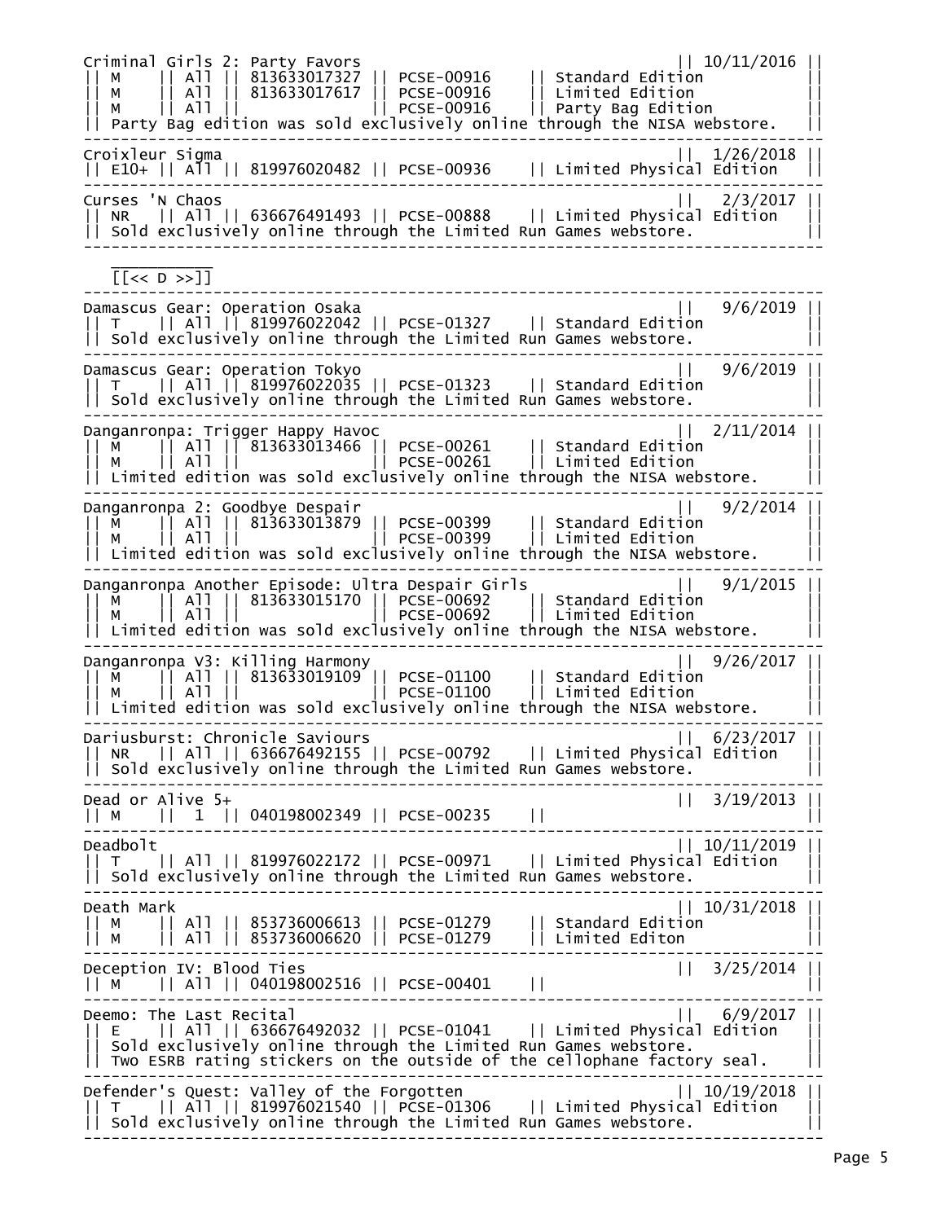```
Criminal Girls 2: Party Favors                                    || 10/11/2016 ||
|| M    || All || 813633017327 || PCSE-00916    || Standard Edition            ||
|| M    || All || 813633017617 || PCSE-00916    || Limited Edition             ||
|| M    || All ||              || PCSE-00916    || Party Bag Edition           ||
|| Party Bag edition was sold exclusively online through the NISA webstore.    ||
--------------------------------------------------------------------------------
Croixleur Sigma                                                   ||  1/26/2018 ||
|| E10+ || All || 819976020482 || PCSE-00936    || Limited Physical Edition    ||
--------------------------------------------------------------------------------
Curses 'N Chaos                                                   ||   2/3/2017 ||
|| NR   || All || 636676491493 || PCSE-00888    || Limited Physical Edition    ||
|| Sold exclusively online through the Limited Run Games webstore.             ||
--------------------------------------------------------------------------------

   _________
   [[<< D >>]]
--------------------------------------------------------------------------------
Damascus Gear: Operation Osaka                                    ||   9/6/2019 ||
|| T    || All || 819976022042 || PCSE-01327    || Standard Edition            ||
|| Sold exclusively online through the Limited Run Games webstore.             ||
--------------------------------------------------------------------------------
Damascus Gear: Operation Tokyo                                    ||   9/6/2019 ||
|| T    || All || 819976022035 || PCSE-01323    || Standard Edition            ||
|| Sold exclusively online through the Limited Run Games webstore.             ||
--------------------------------------------------------------------------------
Danganronpa: Trigger Happy Havoc                                  ||  2/11/2014 ||
|| M    || All || 813633013466 || PCSE-00261    || Standard Edition            ||
|| M    || All ||              || PCSE-00261    || Limited Edition             ||
|| Limited edition was sold exclusively online through the NISA webstore.      ||
--------------------------------------------------------------------------------
Danganronpa 2: Goodbye Despair                                    ||   9/2/2014 ||
|| M    || All || 813633013879 || PCSE-00399    || Standard Edition            ||
|| M    || All ||              || PCSE-00399    || Limited Edition             ||
|| Limited edition was sold exclusively online through the NISA webstore.      ||
--------------------------------------------------------------------------------
Danganronpa Another Episode: Ultra Despair Girls                  ||   9/1/2015 ||
|| M    || All || 813633015170 || PCSE-00692    || Standard Edition            ||
|| M    || All ||              || PCSE-00692    || Limited Edition             ||
|| Limited edition was sold exclusively online through the NISA webstore.      ||
--------------------------------------------------------------------------------
Danganronpa V3: Killing Harmony                                   ||  9/26/2017 ||
|| M    || All || 813633019109 || PCSE-01100    || Standard Edition            ||
|| M    || All ||              || PCSE-01100    || Limited Edition             ||
|| Limited edition was sold exclusively online through the NISA webstore.      ||
--------------------------------------------------------------------------------
Dariusburst: Chronicle Saviours                                   ||  6/23/2017 ||
|| NR   || All || 636676492155 || PCSE-00792    || Limited Physical Edition    ||
|| Sold exclusively online through the Limited Run Games webstore.             ||
--------------------------------------------------------------------------------
Dead or Alive 5+                                                  ||  3/19/2013 ||
|| M    ||  1  || 040198002349 || PCSE-00235    ||                             ||
--------------------------------------------------------------------------------
Deadbolt                                                          || 10/11/2019 ||
|| T    || All || 819976022172 || PCSE-00971    || Limited Physical Edition    ||
|| Sold exclusively online through the Limited Run Games webstore.             ||
--------------------------------------------------------------------------------
Death Mark                                                        || 10/31/2018 ||
|| M    || All || 853736006613 || PCSE-01279    || Standard Edition            ||
|| M    || All || 853736006620 || PCSE-01279    || Limited Editon              ||
--------------------------------------------------------------------------------
Deception IV: Blood Ties                                          ||  3/25/2014 ||
|| M    || All || 040198002516 || PCSE-00401    ||                             ||
--------------------------------------------------------------------------------
Deemo: The Last Recital                                           ||   6/9/2017 ||
|| E    || All || 636676492032 || PCSE-01041    || Limited Physical Edition    ||
|| Sold exclusively online through the Limited Run Games webstore.             ||
|| Two ESRB rating stickers on the outside of the cellophane factory seal.     ||
--------------------------------------------------------------------------------
Defender's Quest: Valley of the Forgotten                         || 10/19/2018 ||
|| T    || All || 819976021540 || PCSE-01306    || Limited Physical Edition    ||
|| Sold exclusively online through the Limited Run Games webstore.             ||
--------------------------------------------------------------------------------
```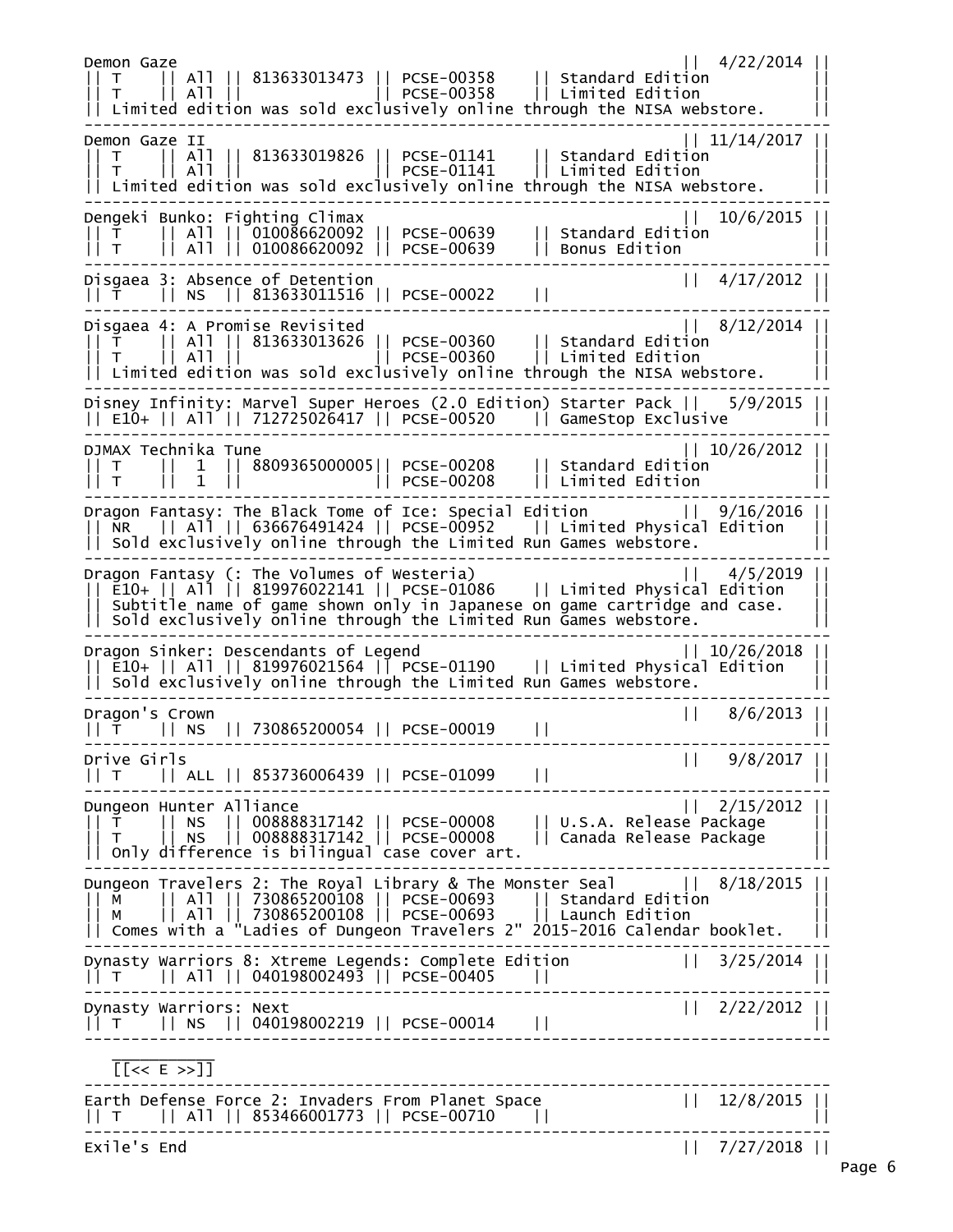```
Demon Gaze                                                      ||  4/22/2014 ||
|| T    || All || 813633013473 || PCSE-00358    || Standard Edition           ||
|| T    || All ||              || PCSE-00358    || Limited Edition            ||
|| Limited edition was sold exclusively online through the NISA webstore.     ||
-------------------------------------------------------------------------------
Demon Gaze II                                                   || 11/14/2017 ||
|| T    || All || 813633019826 || PCSE-01141    || Standard Edition           ||
|| T    || All ||              || PCSE-01141    || Limited Edition            ||
|| Limited edition was sold exclusively online through the NISA webstore.     ||
-------------------------------------------------------------------------------
Dengeki Bunko: Fighting Climax                                  ||  10/6/2015 ||
|| T    || All || 010086620092 || PCSE-00639    || Standard Edition           ||
|| T    || All || 010086620092 || PCSE-00639    || Bonus Edition              ||
-------------------------------------------------------------------------------
Disgaea 3: Absence of Detention                                 ||  4/17/2012 ||
|| T    || NS  || 813633011516 || PCSE-00022    ||                            ||
-------------------------------------------------------------------------------
Disgaea 4: A Promise Revisited                                  ||  8/12/2014 ||
|| T    || All || 813633013626 || PCSE-00360    || Standard Edition           ||
|| T    || All ||              || PCSE-00360    || Limited Edition            ||
|| Limited edition was sold exclusively online through the NISA webstore.     ||
-------------------------------------------------------------------------------
Disney Infinity: Marvel Super Heroes (2.0 Edition) Starter Pack ||   5/9/2015 ||
|| E10+ || All || 712725026417 || PCSE-00520    || GameStop Exclusive         ||
-------------------------------------------------------------------------------
DJMAX Technika Tune                                             || 10/26/2012 ||
|| T    ||  1  || 8809365000005|| PCSE-00208    || Standard Edition           ||
|| T    ||  1  ||              || PCSE-00208    || Limited Edition            ||
-------------------------------------------------------------------------------
Dragon Fantasy: The Black Tome of Ice: Special Edition          ||  9/16/2016 ||
|| NR   || All || 636676491424 || PCSE-00952    || Limited Physical Edition   ||
|| Sold exclusively online through the Limited Run Games webstore.            ||
-------------------------------------------------------------------------------
Dragon Fantasy (: The Volumes of Westeria)                      ||   4/5/2019 ||
|| E10+ || All || 819976022141 || PCSE-01086    || Limited Physical Edition   ||
|| Subtitle name of game shown only in Japanese on game cartridge and case.   ||
|| Sold exclusively online through the Limited Run Games webstore.            ||
-------------------------------------------------------------------------------
Dragon Sinker: Descendants of Legend                            || 10/26/2018 ||
|| E10+ || All || 819976021564 || PCSE-01190    || Limited Physical Edition   ||
|| Sold exclusively online through the Limited Run Games webstore.            ||
-------------------------------------------------------------------------------
Dragon's Crown                                                  ||   8/6/2013 ||
|| T    || NS  || 730865200054 || PCSE-00019    ||                            ||
-------------------------------------------------------------------------------
Drive Girls                                                     ||   9/8/2017 ||
|| T    || ALL || 853736006439 || PCSE-01099    ||                            ||
-------------------------------------------------------------------------------
Dungeon Hunter Alliance                                         ||  2/15/2012 ||
|| T    || NS  || 008888317142 || PCSE-00008    || U.S.A. Release Package     ||
|| T    || NS  || 008888317142 || PCSE-00008    || Canada Release Package     ||
|| Only difference is bilingual case cover art.                               ||
-------------------------------------------------------------------------------
Dungeon Travelers 2: The Royal Library & The Monster Seal       ||  8/18/2015 ||
|| M    || All || 730865200108 || PCSE-00693    || Standard Edition           ||
|| M    || All || 730865200108 || PCSE-00693    || Launch Edition             ||
|| Comes with a "Ladies of Dungeon Travelers 2" 2015-2016 Calendar booklet.   ||
-------------------------------------------------------------------------------
Dynasty Warriors 8: Xtreme Legends: Complete Edition            ||  3/25/2014 ||
|| T    || All || 040198002493 || PCSE-00405    ||                            ||
-------------------------------------------------------------------------------
Dynasty Warriors: Next                                          ||  2/22/2012 ||
|| T    || NS  || 040198002219 || PCSE-00014    ||                            ||
-------------------------------------------------------------------------------
   __________
   [[<< E >>]]
-------------------------------------------------------------------------------
Earth Defense Force 2: Invaders From Planet Space               ||  12/8/2015 ||
|| T    || All || 853466001773 || PCSE-00710    ||                            ||
-------------------------------------------------------------------------------
Exile's End                                                     ||  7/27/2018 ||
```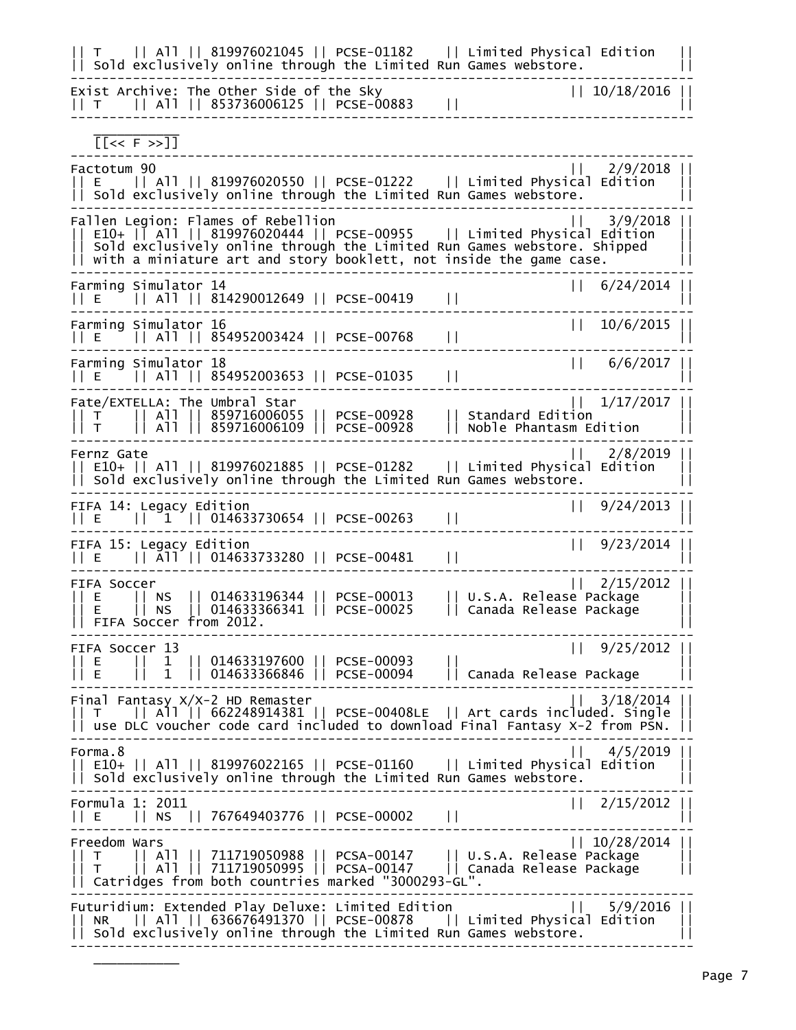```
|| T    || All || 819976021045 || PCSE-01182    || Limited Physical Edition   ||
|| Sold exclusively online through the Limited Run Games webstore.            ||
-------------------------------------------------------------------------------
Exist Archive: The Other Side of the Sky                          || 10/18/2016 ||
|| T    || All || 853736006125 || PCSE-00883    ||                            ||
-------------------------------------------------------------------------------
```

[[<< F >>]]

```
-------------------------------------------------------------------------------
Factotum 90                                                       ||  2/9/2018 ||
|| E    || All || 819976020550 || PCSE-01222    || Limited Physical Edition   ||
|| Sold exclusively online through the Limited Run Games webstore.            ||
-------------------------------------------------------------------------------
Fallen Legion: Flames of Rebellion                                ||  3/9/2018 ||
|| E10+ || All || 819976020444 || PCSE-00955    || Limited Physical Edition   ||
|| Sold exclusively online through the Limited Run Games webstore. Shipped    ||
|| with a miniature art and story booklett, not inside the game case.         ||
-------------------------------------------------------------------------------
Farming Simulator 14                                              ||  6/24/2014 ||
|| E    || All || 814290012649 || PCSE-00419    ||                            ||
-------------------------------------------------------------------------------
Farming Simulator 16                                              ||  10/6/2015 ||
|| E    || All || 854952003424 || PCSE-00768    ||                            ||
-------------------------------------------------------------------------------
Farming Simulator 18                                              ||   6/6/2017 ||
|| E    || All || 854952003653 || PCSE-01035    ||                            ||
-------------------------------------------------------------------------------
Fate/EXTELLA: The Umbral Star                                     ||  1/17/2017 ||
|| T    || All || 859716006055 || PCSE-00928    || Standard Edition           ||
|| T    || All || 859716006109 || PCSE-00928    || Noble Phantasm Edition     ||
-------------------------------------------------------------------------------
Fernz Gate                                                        ||   2/8/2019 ||
|| E10+ || All || 819976021885 || PCSE-01282    || Limited Physical Edition   ||
|| Sold exclusively online through the Limited Run Games webstore.            ||
-------------------------------------------------------------------------------
FIFA 14: Legacy Edition                                           ||  9/24/2013 ||
|| E    ||  1  || 014633730654 || PCSE-00263    ||                            ||
-------------------------------------------------------------------------------
FIFA 15: Legacy Edition                                           ||  9/23/2014 ||
|| E    || All || 014633733280 || PCSE-00481    ||                            ||
-------------------------------------------------------------------------------
FIFA Soccer                                                       ||  2/15/2012 ||
|| E    || NS  || 014633196344 || PCSE-00013    || U.S.A. Release Package     ||
|| E    || NS  || 014633366341 || PCSE-00025    || Canada Release Package     ||
|| FIFA Soccer from 2012.                                                     ||
-------------------------------------------------------------------------------
FIFA Soccer 13                                                    ||  9/25/2012 ||
|| E    ||  1  || 014633197600 || PCSE-00093    ||                            ||
|| E    ||  1  || 014633366846 || PCSE-00094    || Canada Release Package     ||
-------------------------------------------------------------------------------
Final Fantasy X/X-2 HD Remaster                                   ||  3/18/2014 ||
|| T    || All || 662248914381 || PCSE-00408LE  || Art cards included. Single ||
|| use DLC voucher code card included to download Final Fantasy X-2 from PSN. ||
-------------------------------------------------------------------------------
Forma.8                                                           ||   4/5/2019 ||
|| E10+ || All || 819976022165 || PCSE-01160    || Limited Physical Edition   ||
|| Sold exclusively online through the Limited Run Games webstore.            ||
-------------------------------------------------------------------------------
Formula 1: 2011                                                   ||  2/15/2012 ||
|| E    || NS  || 767649403776 || PCSE-00002    ||                            ||
-------------------------------------------------------------------------------
Freedom Wars                                                      || 10/28/2014 ||
|| T    || All || 711719050988 || PCSA-00147    || U.S.A. Release Package     ||
|| T    || All || 711719050995 || PCSA-00147    || Canada Release Package     ||
|| Catridges from both countries marked "3000293-GL".                         ||
-------------------------------------------------------------------------------
Futuridium: Extended Play Deluxe: Limited Edition                 ||   5/9/2016 ||
|| NR   || All || 636676491370 || PCSE-00878    || Limited Physical Edition   ||
|| Sold exclusively online through the Limited Run Games webstore.            ||
-------------------------------------------------------------------------------
```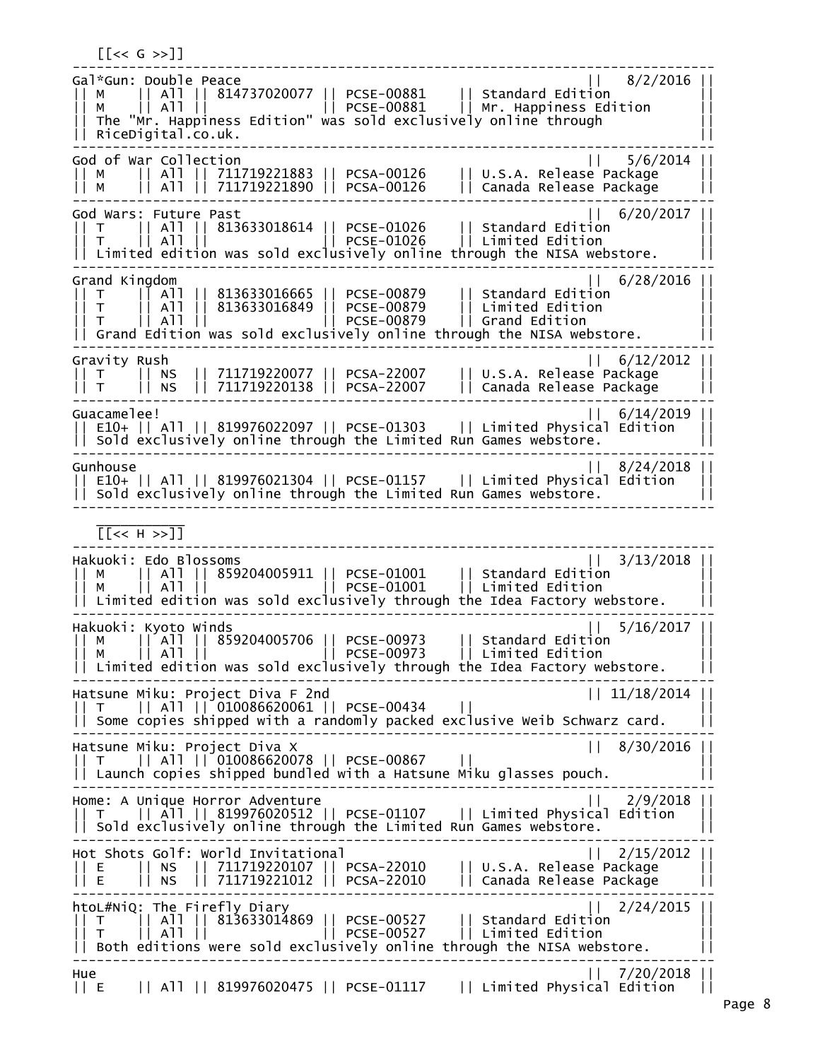```
  [[<< G >>]]
-------------------------------------------------------------------------------
Gal*Gun: Double Peace                                          ||   8/2/2016 ||
|| M    || All || 814737020077 || PCSE-00881    || Standard Edition          ||
|| M    || All ||              || PCSE-00881    || Mr. Happiness Edition     ||
|| The "Mr. Happiness Edition" was sold exclusively online through           ||
|| RiceDigital.co.uk.                                                        ||
-------------------------------------------------------------------------------
God of War Collection                                          ||   5/6/2014 ||
|| M    || All || 711719221883 || PCSA-00126    || U.S.A. Release Package    ||
|| M    || All || 711719221890 || PCSA-00126    || Canada Release Package    ||
-------------------------------------------------------------------------------
God Wars: Future Past                                          ||  6/20/2017 ||
|| T    || All || 813633018614 || PCSE-01026    || Standard Edition          ||
|| T    || All ||              || PCSE-01026    || Limited Edition           ||
|| Limited edition was sold exclusively online through the NISA webstore.    ||
-------------------------------------------------------------------------------
Grand Kingdom                                                  ||  6/28/2016 ||
|| T    || All || 813633016665 || PCSE-00879    || Standard Edition          ||
|| T    || All || 813633016849 || PCSE-00879    || Limited Edition           ||
|| T    || All ||              || PCSE-00879    || Grand Edition             ||
|| Grand Edition was sold exclusively online through the NISA webstore.      ||
-------------------------------------------------------------------------------
Gravity Rush                                                   ||  6/12/2012 ||
|| T    || NS  || 711719220077 || PCSA-22007    || U.S.A. Release Package    ||
|| T    || NS  || 711719220138 || PCSA-22007    || Canada Release Package    ||
-------------------------------------------------------------------------------
Guacamelee!                                                    ||  6/14/2019 ||
|| E10+ || All || 819976022097 || PCSE-01303    || Limited Physical Edition  ||
|| Sold exclusively online through the Limited Run Games webstore.           ||
-------------------------------------------------------------------------------
Gunhouse                                                       ||  8/24/2018 ||
|| E10+ || All || 819976021304 || PCSE-01157    || Limited Physical Edition  ||
|| Sold exclusively online through the Limited Run Games webstore.           ||
-------------------------------------------------------------------------------

  [[<< H >>]]
-------------------------------------------------------------------------------
Hakuoki: Edo Blossoms                                          ||  3/13/2018 ||
|| M    || All || 859204005911 || PCSE-01001    || Standard Edition          ||
|| M    || All ||              || PCSE-01001    || Limited Edition           ||
|| Limited edition was sold exclusively through the Idea Factory webstore.   ||
-------------------------------------------------------------------------------
Hakuoki: Kyoto Winds                                           ||  5/16/2017 ||
|| M    || All || 859204005706 || PCSE-00973    || Standard Edition          ||
|| M    || All ||              || PCSE-00973    || Limited Edition           ||
|| Limited edition was sold exclusively through the Idea Factory webstore.   ||
-------------------------------------------------------------------------------
Hatsune Miku: Project Diva F 2nd                               || 11/18/2014 ||
|| T    || All || 010086620061 || PCSE-00434    ||                           ||
|| Some copies shipped with a randomly packed exclusive Weib Schwarz card.   ||
-------------------------------------------------------------------------------
Hatsune Miku: Project Diva X                                   ||  8/30/2016 ||
|| T    || All || 010086620078 || PCSE-00867    ||                           ||
|| Launch copies shipped bundled with a Hatsune Miku glasses pouch.          ||
-------------------------------------------------------------------------------
Home: A Unique Horror Adventure                                ||   2/9/2018 ||
|| T    || All || 819976020512 || PCSE-01107    || Limited Physical Edition  ||
|| Sold exclusively online through the Limited Run Games webstore.           ||
-------------------------------------------------------------------------------
Hot Shots Golf: World Invitational                             ||  2/15/2012 ||
|| E    || NS  || 711719220107 || PCSA-22010    || U.S.A. Release Package    ||
|| E    || NS  || 711719221012 || PCSA-22010    || Canada Release Package    ||
-------------------------------------------------------------------------------
htoL#NiQ: The Firefly Diary                                    ||  2/24/2015 ||
|| T    || All || 813633014869 || PCSE-00527    || Standard Edition          ||
|| T    || All ||              || PCSE-00527    || Limited Edition           ||
|| Both editions were sold exclusively online through the NISA webstore.     ||
-------------------------------------------------------------------------------
Hue                                                            ||  7/20/2018 ||
|| E    || All || 819976020475 || PCSE-01117    || Limited Physical Edition  ||
```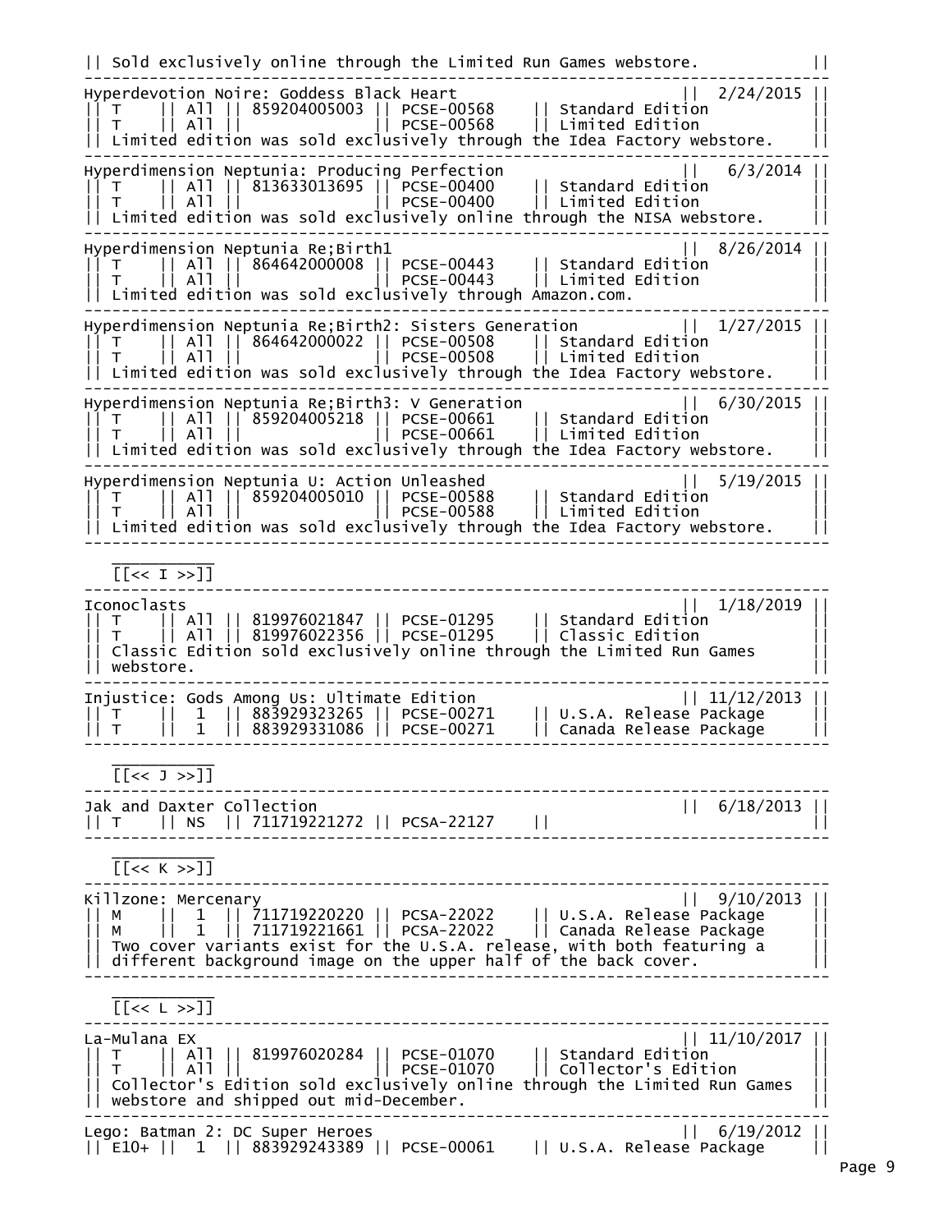```
|| Sold exclusively online through the Limited Run Games webstore.          ||
-------------------------------------------------------------------------------
Hyperdevotion Noire: Goddess Black Heart                        ||  2/24/2015 ||
|| T    || All || 859204005003 || PCSE-00568    || Standard Edition            ||
|| T    || All ||              || PCSE-00568    || Limited Edition             ||
|| Limited edition was sold exclusively through the Idea Factory webstore.    ||
-------------------------------------------------------------------------------
Hyperdimension Neptunia: Producing Perfection                   ||   6/3/2014 ||
|| T    || All || 813633013695 || PCSE-00400    || Standard Edition            ||
|| T    || All ||              || PCSE-00400    || Limited Edition             ||
|| Limited edition was sold exclusively online through the NISA webstore.     ||
-------------------------------------------------------------------------------
Hyperdimension Neptunia Re;Birth1                               ||  8/26/2014 ||
|| T    || All || 864642000008 || PCSE-00443    || Standard Edition            ||
|| T    || All ||              || PCSE-00443    || Limited Edition             ||
|| Limited edition was sold exclusively through Amazon.com.                   ||
-------------------------------------------------------------------------------
Hyperdimension Neptunia Re;Birth2: Sisters Generation           ||  1/27/2015 ||
|| T    || All || 864642000022 || PCSE-00508    || Standard Edition            ||
|| T    || All ||              || PCSE-00508    || Limited Edition             ||
|| Limited edition was sold exclusively through the Idea Factory webstore.    ||
-------------------------------------------------------------------------------
Hyperdimension Neptunia Re;Birth3: V Generation                 ||  6/30/2015 ||
|| T    || All || 859204005218 || PCSE-00661    || Standard Edition            ||
|| T    || All ||              || PCSE-00661    || Limited Edition             ||
|| Limited edition was sold exclusively through the Idea Factory webstore.    ||
-------------------------------------------------------------------------------
Hyperdimension Neptunia U: Action Unleashed                     ||  5/19/2015 ||
|| T    || All || 859204005010 || PCSE-00588    || Standard Edition            ||
|| T    || All ||              || PCSE-00588    || Limited Edition             ||
|| Limited edition was sold exclusively through the Idea Factory webstore.    ||
-------------------------------------------------------------------------------

    _________
    [[<< I >>]]
-------------------------------------------------------------------------------
Iconoclasts                                                     ||  1/18/2019 ||
|| T    || All || 819976021847 || PCSE-01295    || Standard Edition            ||
|| T    || All || 819976022356 || PCSE-01295    || Classic Edition             ||
|| Classic Edition sold exclusively online through the Limited Run Games      ||
|| webstore.                                                                  ||
-------------------------------------------------------------------------------
Injustice: Gods Among Us: Ultimate Edition                      || 11/12/2013 ||
|| T    ||  1  || 883929323265 || PCSE-00271    || U.S.A. Release Package      ||
|| T    ||  1  || 883929331086 || PCSE-00271    || Canada Release Package      ||
-------------------------------------------------------------------------------

    _________
    [[<< J >>]]
-------------------------------------------------------------------------------
Jak and Daxter Collection                                       ||  6/18/2013 ||
|| T    || NS  || 711719221272 || PCSA-22127    ||                             ||
-------------------------------------------------------------------------------

    _________
    [[<< K >>]]
-------------------------------------------------------------------------------
Killzone: Mercenary                                             ||  9/10/2013 ||
|| M    ||  1  || 711719220220 || PCSA-22022    || U.S.A. Release Package      ||
|| M    ||  1  || 711719221661 || PCSA-22022    || Canada Release Package      ||
|| Two cover variants exist for the U.S.A. release, with both featuring a     ||
|| different background image on the upper half of the back cover.            ||
-------------------------------------------------------------------------------

    _________
    [[<< L >>]]
-------------------------------------------------------------------------------
La-Mulana EX                                                    || 11/10/2017 ||
|| T    || All || 819976020284 || PCSE-01070    || Standard Edition            ||
|| T    || All ||              || PCSE-01070    || Collector's Edition         ||
|| Collector's Edition sold exclusively online through the Limited Run Games  ||
|| webstore and shipped out mid-December.                                     ||
-------------------------------------------------------------------------------
Lego: Batman 2: DC Super Heroes                                 ||  6/19/2012 ||
|| E10+ ||  1  || 883929243389 || PCSE-00061    || U.S.A. Release Package      ||
```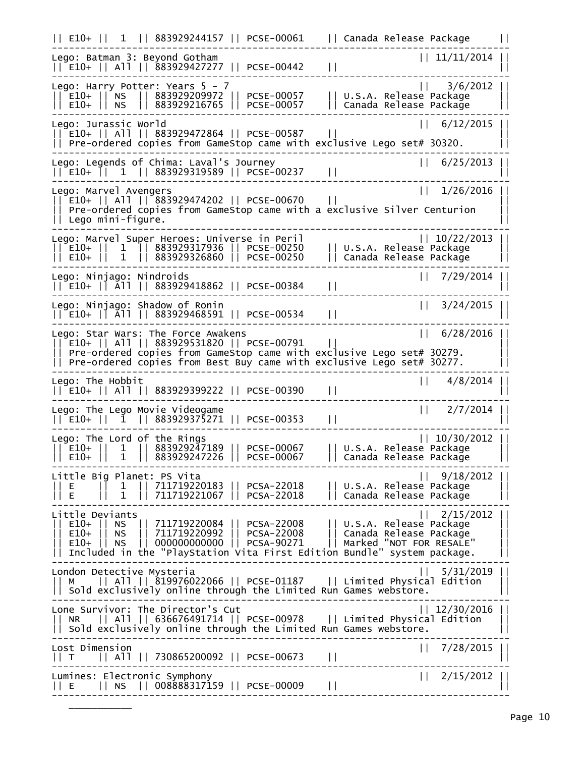```
|| E10+ ||  1  || 883929244157 || PCSE-00061    || Canada Release Package     ||
--------------------------------------------------------------------------------
Lego: Batman 3: Beyond Gotham                                    || 11/11/2014 ||
|| E10+ || All || 883929427277 || PCSE-00442    ||                            ||
--------------------------------------------------------------------------------
Lego: Harry Potter: Years 5 - 7                                  ||   3/6/2012 ||
|| E10+ || NS  || 883929209972 || PCSE-00057    || U.S.A. Release Package     ||
|| E10+ || NS  || 883929216765 || PCSE-00057    || Canada Release Package     ||
--------------------------------------------------------------------------------
Lego: Jurassic World                                             ||  6/12/2015 ||
|| E10+ || All || 883929472864 || PCSE-00587    ||                            ||
|| Pre-ordered copies from GameStop came with exclusive Lego set# 30320.      ||
--------------------------------------------------------------------------------
Lego: Legends of Chima: Laval's Journey                          ||  6/25/2013 ||
|| E10+ ||  1  || 883929319589 || PCSE-00237    ||                            ||
--------------------------------------------------------------------------------
Lego: Marvel Avengers                                            ||  1/26/2016 ||
|| E10+ || All || 883929474202 || PCSE-00670    ||                            ||
|| Pre-ordered copies from GameStop came with a exclusive Silver Centurion    ||
|| Lego mini-figure.                                                          ||
--------------------------------------------------------------------------------
Lego: Marvel Super Heroes: Universe in Peril                     || 10/22/2013 ||
|| E10+ ||  1  || 883929317936 || PCSE-00250    || U.S.A. Release Package     ||
|| E10+ ||  1  || 883929326860 || PCSE-00250    || Canada Release Package     ||
--------------------------------------------------------------------------------
Lego: Ninjago: Nindroids                                         ||  7/29/2014 ||
|| E10+ || All || 883929418862 || PCSE-00384    ||                            ||
--------------------------------------------------------------------------------
Lego: Ninjago: Shadow of Ronin                                   ||  3/24/2015 ||
|| E10+ || All || 883929468591 || PCSE-00534    ||                            ||
--------------------------------------------------------------------------------
Lego: Star Wars: The Force Awakens                               ||  6/28/2016 ||
|| E10+ || All || 883929531820 || PCSE-00791    ||                            ||
|| Pre-ordered copies from GameStop came with exclusive Lego set# 30279.      ||
|| Pre-ordered copies from Best Buy came with exclusive Lego set# 30277.       ||
--------------------------------------------------------------------------------
Lego: The Hobbit                                                 ||   4/8/2014 ||
|| E10+ || All || 883929399222 || PCSE-00390    ||                            ||
--------------------------------------------------------------------------------
Lego: The Lego Movie Videogame                                   ||   2/7/2014 ||
|| E10+ ||  1  || 883929375271 || PCSE-00353    ||                            ||
--------------------------------------------------------------------------------
Lego: The Lord of the Rings                                      || 10/30/2012 ||
|| E10+ ||  1  || 883929247189 || PCSE-00067    || U.S.A. Release Package     ||
|| E10+ ||  1  || 883929247226 || PCSE-00067    || Canada Release Package     ||
--------------------------------------------------------------------------------
Little Big Planet: PS Vita                                       ||  9/18/2012 ||
|| E    ||  1  || 711719220183 || PCSA-22018    || U.S.A. Release Package     ||
|| E    ||  1  || 711719221067 || PCSA-22018    || Canada Release Package     ||
--------------------------------------------------------------------------------
Little Deviants                                                  ||  2/15/2012 ||
|| E10+ || NS  || 711719220084 || PCSA-22008    || U.S.A. Release Package     ||
|| E10+ || NS  || 711719220992 || PCSA-22008    || Canada Release Package     ||
|| E10+ || NS  || 000000000000 || PCSA-90271    || Marked "NOT FOR RESALE"    ||
|| Included in the "PlayStation Vita First Edition Bundle" system package.    ||
--------------------------------------------------------------------------------
London Detective Mysteria                                        ||  5/31/2019 ||
|| M    || All || 819976022066 || PCSE-01187    || Limited Physical Edition   ||
|| Sold exclusively online through the Limited Run Games webstore.            ||
--------------------------------------------------------------------------------
Lone Survivor: The Director's Cut                                || 12/30/2016 ||
|| NR   || All || 636676491714 || PCSE-00978    || Limited Physical Edition   ||
|| Sold exclusively online through the Limited Run Games webstore.            ||
--------------------------------------------------------------------------------
Lost Dimension                                                   ||  7/28/2015 ||
|| T    || All || 730865200092 || PCSE-00673    ||                            ||
--------------------------------------------------------------------------------
Lumines: Electronic Symphony                                     ||  2/15/2012 ||
|| E    || NS  || 008888317159 || PCSE-00009    ||                            ||
--------------------------------------------------------------------------------
```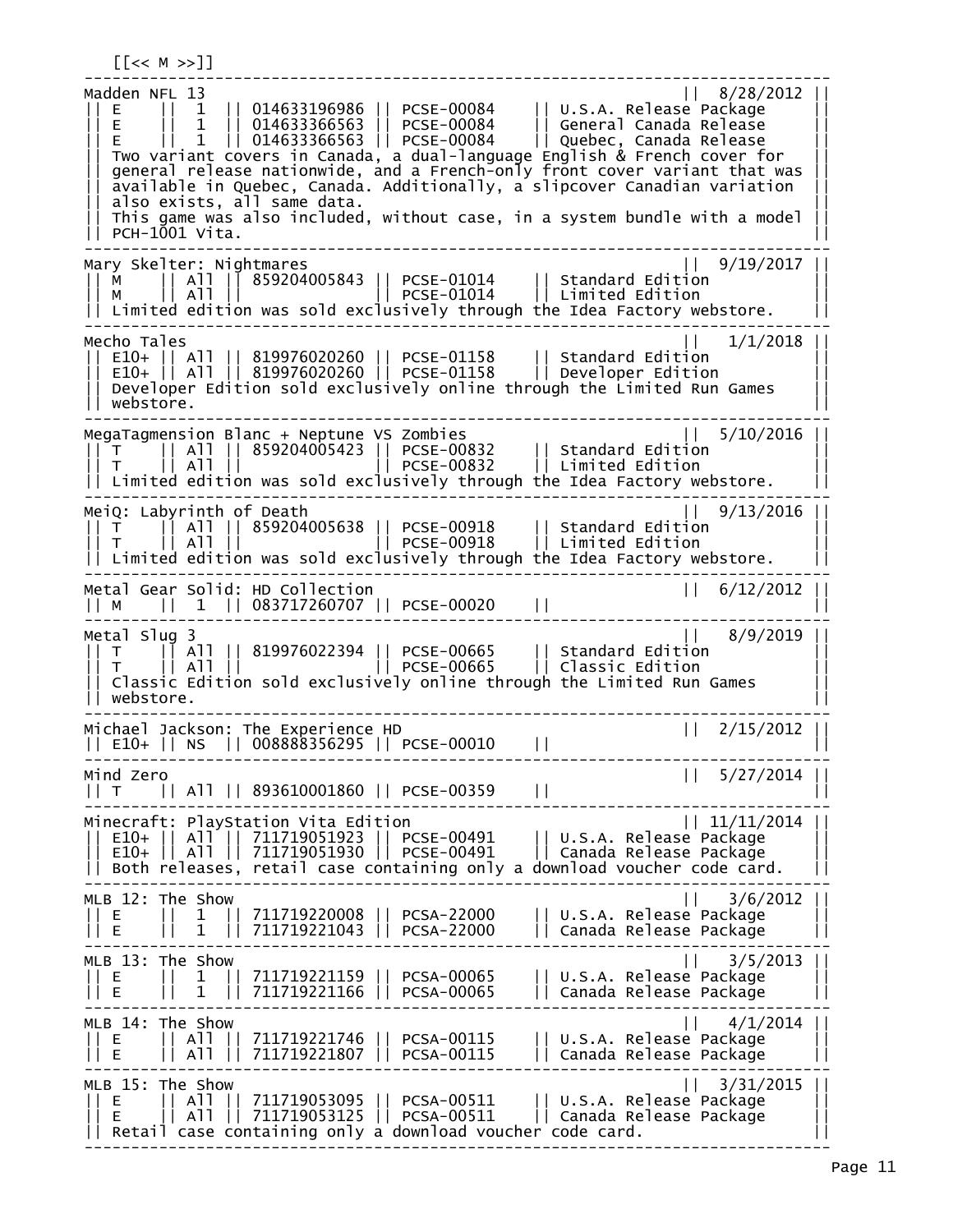```
[[<< M >>]]
--------------------------------------------------------------------------------
Madden NFL 13                                                    ||  8/28/2012 ||
|| E    ||  1  || 014633196986 || PCSE-00084    || U.S.A. Release Package     ||
|| E    ||  1  || 014633366563 || PCSE-00084    || General Canada Release     ||
|| E    ||  1  || 014633366563 || PCSE-00084    || Quebec, Canada Release     ||
|| Two variant covers in Canada, a dual-language English & French cover for   ||
|| general release nationwide, and a French-only front cover variant that was ||
|| available in Quebec, Canada. Additionally, a slipcover Canadian variation  ||
|| also exists, all same data.                                                ||
|| This game was also included, without case, in a system bundle with a model ||
|| PCH-1001 Vita.                                                             ||
--------------------------------------------------------------------------------
Mary Skelter: Nightmares                                         ||  9/19/2017 ||
|| M    || All || 859204005843 || PCSE-01014    || Standard Edition           ||
|| M    || All ||              || PCSE-01014    || Limited Edition            ||
|| Limited edition was sold exclusively through the Idea Factory webstore.    ||
--------------------------------------------------------------------------------
Mecho Tales                                                      ||   1/1/2018 ||
|| E10+ || All || 819976020260 || PCSE-01158    || Standard Edition           ||
|| E10+ || All || 819976020260 || PCSE-01158    || Developer Edition          ||
|| Developer Edition sold exclusively online through the Limited Run Games    ||
|| webstore.                                                                  ||
--------------------------------------------------------------------------------
MegaTagmension Blanc + Neptune VS Zombies                        ||  5/10/2016 ||
|| T    || All || 859204005423 || PCSE-00832    || Standard Edition           ||
|| T    || All ||              || PCSE-00832    || Limited Edition            ||
|| Limited edition was sold exclusively through the Idea Factory webstore.    ||
--------------------------------------------------------------------------------
MeiQ: Labyrinth of Death                                         ||  9/13/2016 ||
|| T    || All || 859204005638 || PCSE-00918    || Standard Edition           ||
|| T    || All ||              || PCSE-00918    || Limited Edition            ||
|| Limited edition was sold exclusively through the Idea Factory webstore.    ||
--------------------------------------------------------------------------------
Metal Gear Solid: HD Collection                                  ||  6/12/2012 ||
|| M    ||  1  || 083717260707 || PCSE-00020    ||                            ||
--------------------------------------------------------------------------------
Metal Slug 3                                                     ||   8/9/2019 ||
|| T    || All || 819976022394 || PCSE-00665    || Standard Edition           ||
|| T    || All ||              || PCSE-00665    || Classic Edition            ||
|| Classic Edition sold exclusively online through the Limited Run Games      ||
|| webstore.                                                                  ||
--------------------------------------------------------------------------------
Michael Jackson: The Experience HD                               ||  2/15/2012 ||
|| E10+ || NS  || 008888356295 || PCSE-00010    ||                            ||
--------------------------------------------------------------------------------
Mind Zero                                                        ||  5/27/2014 ||
|| T    || All || 893610001860 || PCSE-00359    ||                            ||
--------------------------------------------------------------------------------
Minecraft: PlayStation Vita Edition                              || 11/11/2014 ||
|| E10+ || All || 711719051923 || PCSE-00491    || U.S.A. Release Package     ||
|| E10+ || All || 711719051930 || PCSE-00491    || Canada Release Package     ||
|| Both releases, retail case containing only a download voucher code card.   ||
--------------------------------------------------------------------------------
MLB 12: The Show                                                 ||   3/6/2012 ||
|| E    ||  1  || 711719220008 || PCSA-22000    || U.S.A. Release Package     ||
|| E    ||  1  || 711719221043 || PCSA-22000    || Canada Release Package     ||
--------------------------------------------------------------------------------
MLB 13: The Show                                                 ||   3/5/2013 ||
|| E    ||  1  || 711719221159 || PCSA-00065    || U.S.A. Release Package     ||
|| E    ||  1  || 711719221166 || PCSA-00065    || Canada Release Package     ||
--------------------------------------------------------------------------------
MLB 14: The Show                                                 ||   4/1/2014 ||
|| E    || All || 711719221746 || PCSA-00115    || U.S.A. Release Package     ||
|| E    || All || 711719221807 || PCSA-00115    || Canada Release Package     ||
--------------------------------------------------------------------------------
MLB 15: The Show                                                 ||  3/31/2015 ||
|| E    || All || 711719053095 || PCSA-00511    || U.S.A. Release Package     ||
|| E    || All || 711719053125 || PCSA-00511    || Canada Release Package     ||
|| Retail case containing only a download voucher code card.                  ||
--------------------------------------------------------------------------------
```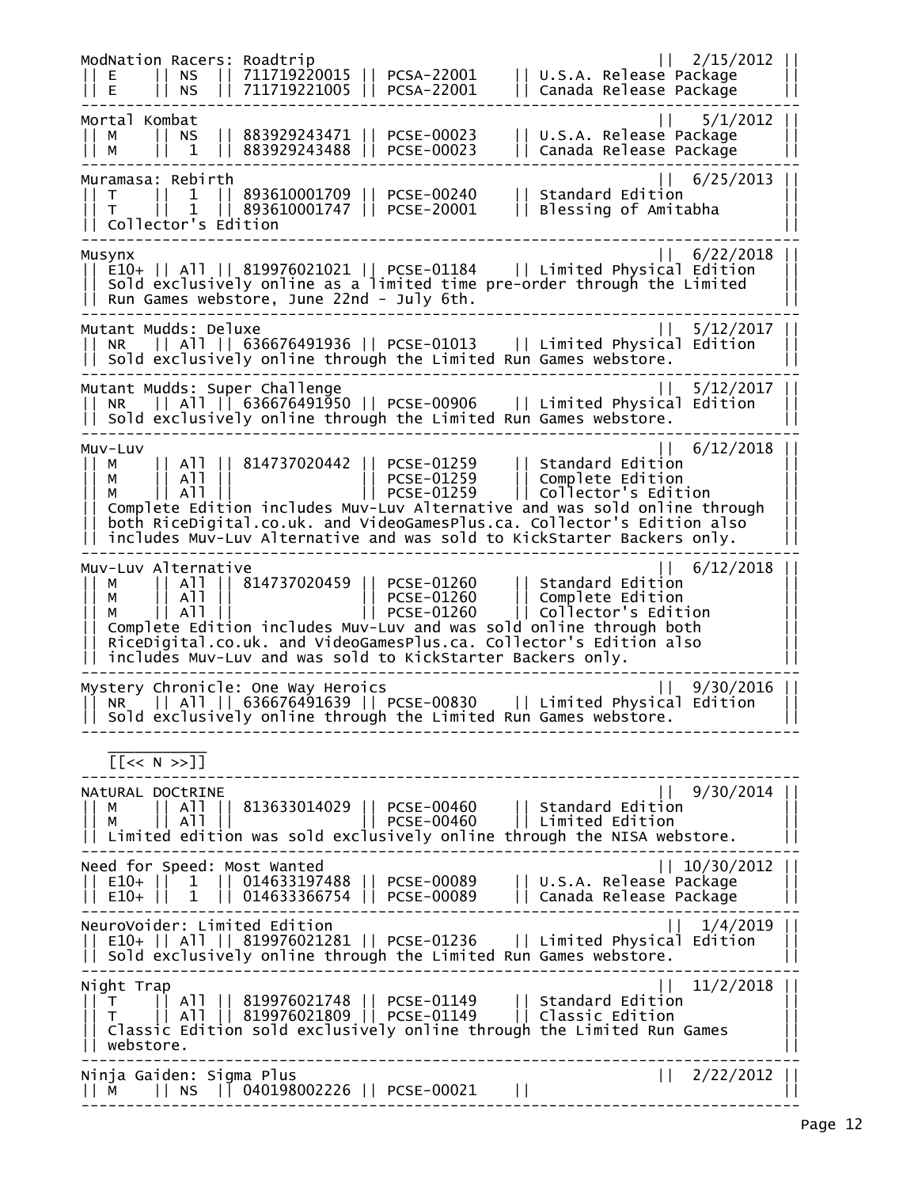```
ModNation Racers: Roadtrip                                          ||  2/15/2012 ||
|| E    || NS  || 711719220015 || PCSA-22001    || U.S.A. Release Package         ||
|| E    || NS  || 711719221005 || PCSA-22001    || Canada Release Package         ||
-------------------------------------------------------------------------------------
Mortal Kombat                                                       ||   5/1/2012 ||
|| M    || NS  || 883929243471 || PCSE-00023    || U.S.A. Release Package         ||
|| M    ||  1  || 883929243488 || PCSE-00023    || Canada Release Package         ||
-------------------------------------------------------------------------------------
Muramasa: Rebirth                                                   ||  6/25/2013 ||
|| T    ||  1  || 893610001709 || PCSE-00240    || Standard Edition               ||
|| T    ||  1  || 893610001747 || PCSE-20001    || Blessing of Amitabha           ||
|| Collector's Edition                                                             ||
-------------------------------------------------------------------------------------
Musynx                                                              ||  6/22/2018 ||
|| E10+ || All || 819976021021 || PCSE-01184    || Limited Physical Edition       ||
|| Sold exclusively online as a limited time pre-order through the Limited         ||
|| Run Games webstore, June 22nd - July 6th.                                       ||
-------------------------------------------------------------------------------------
Mutant Mudds: Deluxe                                                ||  5/12/2017 ||
|| NR   || All || 636676491936 || PCSE-01013    || Limited Physical Edition       ||
|| Sold exclusively online through the Limited Run Games webstore.                 ||
-------------------------------------------------------------------------------------
Mutant Mudds: Super Challenge                                       ||  5/12/2017 ||
|| NR   || All || 636676491950 || PCSE-00906    || Limited Physical Edition       ||
|| Sold exclusively online through the Limited Run Games webstore.                 ||
-------------------------------------------------------------------------------------
Muv-Luv                                                             ||  6/12/2018 ||
|| M    || All || 814737020442 || PCSE-01259    || Standard Edition               ||
|| M    || All ||              || PCSE-01259    || Complete Edition               ||
|| M    || All ||              || PCSE-01259    || Collector's Edition            ||
|| Complete Edition includes Muv-Luv Alternative and was sold online through       ||
|| both RiceDigital.co.uk. and VideoGamesPlus.ca. Collector's Edition also         ||
|| includes Muv-Luv Alternative and was sold to KickStarter Backers only.          ||
-------------------------------------------------------------------------------------
Muv-Luv Alternative                                                 ||  6/12/2018 ||
|| M    || All || 814737020459 || PCSE-01260    || Standard Edition               ||
|| M    || All ||              || PCSE-01260    || Complete Edition               ||
|| M    || All ||              || PCSE-01260    || Collector's Edition            ||
|| Complete Edition includes Muv-Luv and was sold online through both              ||
|| RiceDigital.co.uk. and VideoGamesPlus.ca. Collector's Edition also              ||
|| includes Muv-Luv and was sold to KickStarter Backers only.                      ||
-------------------------------------------------------------------------------------
Mystery Chronicle: One Way Heroics                                  ||  9/30/2016 ||
|| NR   || All || 636676491639 || PCSE-00830    || Limited Physical Edition       ||
|| Sold exclusively online through the Limited Run Games webstore.                 ||
-------------------------------------------------------------------------------------
   ___________
   [[<< N >>]]
-------------------------------------------------------------------------------------
NAtURAL DOCtRINE                                                    ||  9/30/2014 ||
|| M    || All || 813633014029 || PCSE-00460    || Standard Edition               ||
|| M    || All ||              || PCSE-00460    || Limited Edition                ||
|| Limited edition was sold exclusively online through the NISA webstore.          ||
-------------------------------------------------------------------------------------
Need for Speed: Most Wanted                                         || 10/30/2012 ||
|| E10+ ||  1  || 014633197488 || PCSE-00089    || U.S.A. Release Package         ||
|| E10+ ||  1  || 014633366754 || PCSE-00089    || Canada Release Package         ||
-------------------------------------------------------------------------------------
NeuroVoider: Limited Edition                                        ||   1/4/2019 ||
|| E10+ || All || 819976021281 || PCSE-01236    || Limited Physical Edition       ||
|| Sold exclusively online through the Limited Run Games webstore.                 ||
-------------------------------------------------------------------------------------
Night Trap                                                          ||  11/2/2018 ||
|| T    || All || 819976021748 || PCSE-01149    || Standard Edition               ||
|| T    || All || 819976021809 || PCSE-01149    || Classic Edition                ||
|| Classic Edition sold exclusively online through the Limited Run Games           ||
|| webstore.                                                                       ||
-------------------------------------------------------------------------------------
Ninja Gaiden: Sigma Plus                                            ||  2/22/2012 ||
|| M    || NS  || 040198002226 || PCSE-00021    ||                                ||
-------------------------------------------------------------------------------------
```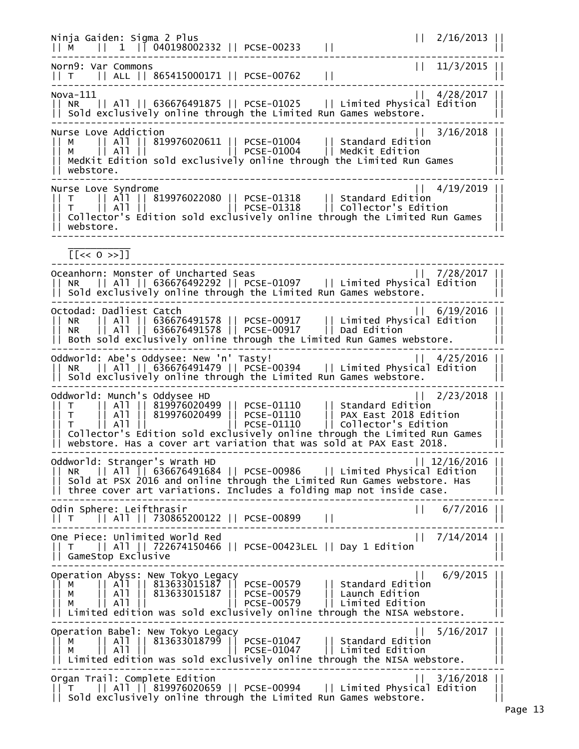```
Ninja Gaiden: Sigma 2 Plus                                        ||  2/16/2013 ||
|| M    ||  1  || 040198002332 || PCSE-00233    ||                              ||
--------------------------------------------------------------------------------
Norn9: Var Commons                                                ||  11/3/2015 ||
|| T    || ALL || 865415000171 || PCSE-00762    ||                              ||
--------------------------------------------------------------------------------
Nova-111                                                          ||  4/28/2017 ||
|| NR   || All || 636676491875 || PCSE-01025    || Limited Physical Edition    ||
|| Sold exclusively online through the Limited Run Games webstore.             ||
--------------------------------------------------------------------------------
Nurse Love Addiction                                              ||  3/16/2018 ||
|| M    || All || 819976020611 || PCSE-01004    || Standard Edition            ||
|| M    || All ||              || PCSE-01004    || MedKit Edition              ||
|| MedKit Edition sold exclusively online through the Limited Run Games        ||
|| webstore.                                                                   ||
--------------------------------------------------------------------------------
Nurse Love Syndrome                                               ||  4/19/2019 ||
|| T    || All || 819976022080 || PCSE-01318    || Standard Edition            ||
|| T    || All ||              || PCSE-01318    || Collector's Edition         ||
|| Collector's Edition sold exclusively online through the Limited Run Games   ||
|| webstore.                                                                   ||
--------------------------------------------------------------------------------

   __________
   [[<< O >>]]
--------------------------------------------------------------------------------
Oceanhorn: Monster of Uncharted Seas                              ||  7/28/2017 ||
|| NR   || All || 636676492292 || PCSE-01097    || Limited Physical Edition    ||
|| Sold exclusively online through the Limited Run Games webstore.             ||
--------------------------------------------------------------------------------
Octodad: Dadliest Catch                                           ||  6/19/2016 ||
|| NR   || All || 636676491578 || PCSE-00917    || Limited Physical Edition    ||
|| NR   || All || 636676491578 || PCSE-00917    || Dad Edition                 ||
|| Both sold exclusively online through the Limited Run Games webstore.        ||
--------------------------------------------------------------------------------
Oddworld: Abe's Oddysee: New 'n' Tasty!                           ||  4/25/2016 ||
|| NR   || All || 636676491479 || PCSE-00394    || Limited Physical Edition    ||
|| Sold exclusively online through the Limited Run Games webstore.             ||
--------------------------------------------------------------------------------
Oddworld: Munch's Oddysee HD                                      ||  2/23/2018 ||
|| T    || All || 819976020499 || PCSE-01110    || Standard Edition            ||
|| T    || All || 819976020499 || PCSE-01110    || PAX East 2018 Edition       ||
|| T    || All ||              || PCSE-01110    || Collector's Edition         ||
|| Collector's Edition sold exclusively online through the Limited Run Games   ||
|| webstore. Has a cover art variation that was sold at PAX East 2018.         ||
--------------------------------------------------------------------------------
Oddworld: Stranger's Wrath HD                                     || 12/16/2016 ||
|| NR   || All || 636676491684 || PCSE-00986    || Limited Physical Edition    ||
|| Sold at PSX 2016 and online through the Limited Run Games webstore. Has     ||
|| three cover art variations. Includes a folding map not inside case.         ||
--------------------------------------------------------------------------------
Odin Sphere: Leifthrasir                                          ||   6/7/2016 ||
|| T    || All || 730865200122 || PCSE-00899    ||                              ||
--------------------------------------------------------------------------------
One Piece: Unlimited World Red                                    ||  7/14/2014 ||
|| T    || All || 722674150466 || PCSE-00423LEL || Day 1 Edition               ||
|| GameStop Exclusive                                                          ||
--------------------------------------------------------------------------------
Operation Abyss: New Tokyo Legacy                                 ||   6/9/2015 ||
|| M    || All || 813633015187 || PCSE-00579    || Standard Edition            ||
|| M    || All || 813633015187 || PCSE-00579    || Launch Edition              ||
|| M    || All ||              || PCSE-00579    || Limited Edition             ||
|| Limited edition was sold exclusively online through the NISA webstore.      ||
--------------------------------------------------------------------------------
Operation Babel: New Tokyo Legacy                                 ||  5/16/2017 ||
|| M    || All || 813633018799 || PCSE-01047    || Standard Edition            ||
|| M    || All ||              || PCSE-01047    || Limited Edition             ||
|| Limited edition was sold exclusively online through the NISA webstore.      ||
--------------------------------------------------------------------------------
Organ Trail: Complete Edition                                     ||  3/16/2018 ||
|| T    || All || 819976020659 || PCSE-00994    || Limited Physical Edition    ||
|| Sold exclusively online through the Limited Run Games webstore.             ||
```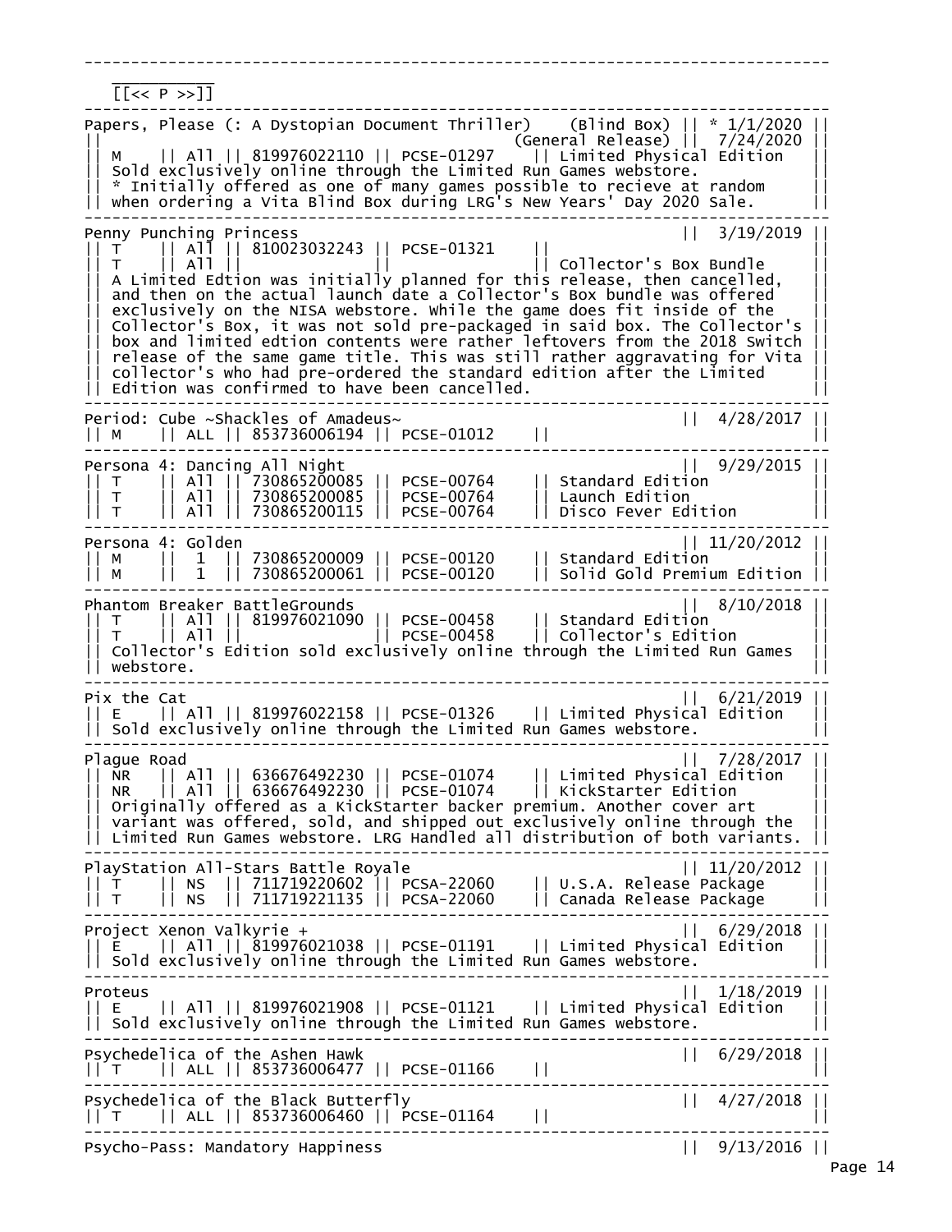```
--------------------------------------------------------------------------------
   _________
   [[<< P >>]]
--------------------------------------------------------------------------------
Papers, Please (: A Dystopian Document Thriller)    (Blind Box) || * 1/1/2020 ||
||                                              (General Release) ||  7/24/2020 ||
|| M    || All || 819976022110 || PCSE-01297    || Limited Physical Edition   ||
|| Sold exclusively online through the Limited Run Games webstore.              ||
|| * Initially offered as one of many games possible to recieve at random       ||
|| when ordering a Vita Blind Box during LRG's New Years' Day 2020 Sale.         ||
--------------------------------------------------------------------------------
Penny Punching Princess                                          ||  3/19/2019 ||
|| T    || All || 810023032243 || PCSE-01321    ||                             ||
|| T    || All ||              ||               || Collector's Box Bundle      ||
|| A Limited Edtion was initially planned for this release, then cancelled,     ||
|| and then on the actual launch date a Collector's Box bundle was offered      ||
|| exclusively on the NISA webstore. While the game does fit inside of the      ||
|| Collector's Box, it was not sold pre-packaged in said box. The Collector's   ||
|| box and limited edtion contents were rather leftovers from the 2018 Switch   ||
|| release of the same game title. This was still rather aggravating for Vita   ||
|| collector's who had pre-ordered the standard edition after the Limited       ||
|| Edition was confirmed to have been cancelled.                                ||
--------------------------------------------------------------------------------
Period: Cube ~Shackles of Amadeus~                               ||  4/28/2017 ||
|| M    || ALL || 853736006194 || PCSE-01012    ||                             ||
--------------------------------------------------------------------------------
Persona 4: Dancing All Night                                     ||  9/29/2015 ||
|| T    || All || 730865200085 || PCSE-00764    || Standard Edition            ||
|| T    || All || 730865200085 || PCSE-00764    || Launch Edition              ||
|| T    || All || 730865200115 || PCSE-00764    || Disco Fever Edition         ||
--------------------------------------------------------------------------------
Persona 4: Golden                                                || 11/20/2012 ||
|| M    ||  1  || 730865200009 || PCSE-00120    || Standard Edition            ||
|| M    ||  1  || 730865200061 || PCSE-00120    || Solid Gold Premium Edition  ||
--------------------------------------------------------------------------------
Phantom Breaker BattleGrounds                                    ||  8/10/2018 ||
|| T    || All || 819976021090 || PCSE-00458    || Standard Edition            ||
|| T    || All ||              || PCSE-00458    || Collector's Edition         ||
|| Collector's Edition sold exclusively online through the Limited Run Games    ||
|| webstore.                                                                    ||
--------------------------------------------------------------------------------
Pix the Cat                                                      ||  6/21/2019 ||
|| E    || All || 819976022158 || PCSE-01326    || Limited Physical Edition    ||
|| Sold exclusively online through the Limited Run Games webstore.              ||
--------------------------------------------------------------------------------
Plague Road                                                      ||  7/28/2017 ||
|| NR   || All || 636676492230 || PCSE-01074    || Limited Physical Edition    ||
|| NR   || All || 636676492230 || PCSE-01074    || KickStarter Edition         ||
|| Originally offered as a KickStarter backer premium. Another cover art        ||
|| variant was offered, sold, and shipped out exclusively online through the    ||
|| Limited Run Games webstore. LRG Handled all distribution of both variants.   ||
--------------------------------------------------------------------------------
PlayStation All-Stars Battle Royale                              || 11/20/2012 ||
|| T    || NS  || 711719220602 || PCSA-22060    || U.S.A. Release Package      ||
|| T    || NS  || 711719221135 || PCSA-22060    || Canada Release Package      ||
--------------------------------------------------------------------------------
Project Xenon Valkyrie +                                         ||  6/29/2018 ||
|| E    || All || 819976021038 || PCSE-01191    || Limited Physical Edition    ||
|| Sold exclusively online through the Limited Run Games webstore.              ||
--------------------------------------------------------------------------------
Proteus                                                          ||  1/18/2019 ||
|| E    || All || 819976021908 || PCSE-01121    || Limited Physical Edition    ||
|| Sold exclusively online through the Limited Run Games webstore.              ||
--------------------------------------------------------------------------------
Psychedelica of the Ashen Hawk                                   ||  6/29/2018 ||
|| T    || ALL || 853736006477 || PCSE-01166    ||                             ||
--------------------------------------------------------------------------------
Psychedelica of the Black Butterfly                              ||  4/27/2018 ||
|| T    || ALL || 853736006460 || PCSE-01164    ||                             ||
--------------------------------------------------------------------------------
Psycho-Pass: Mandatory Happiness                                 ||  9/13/2016 ||
```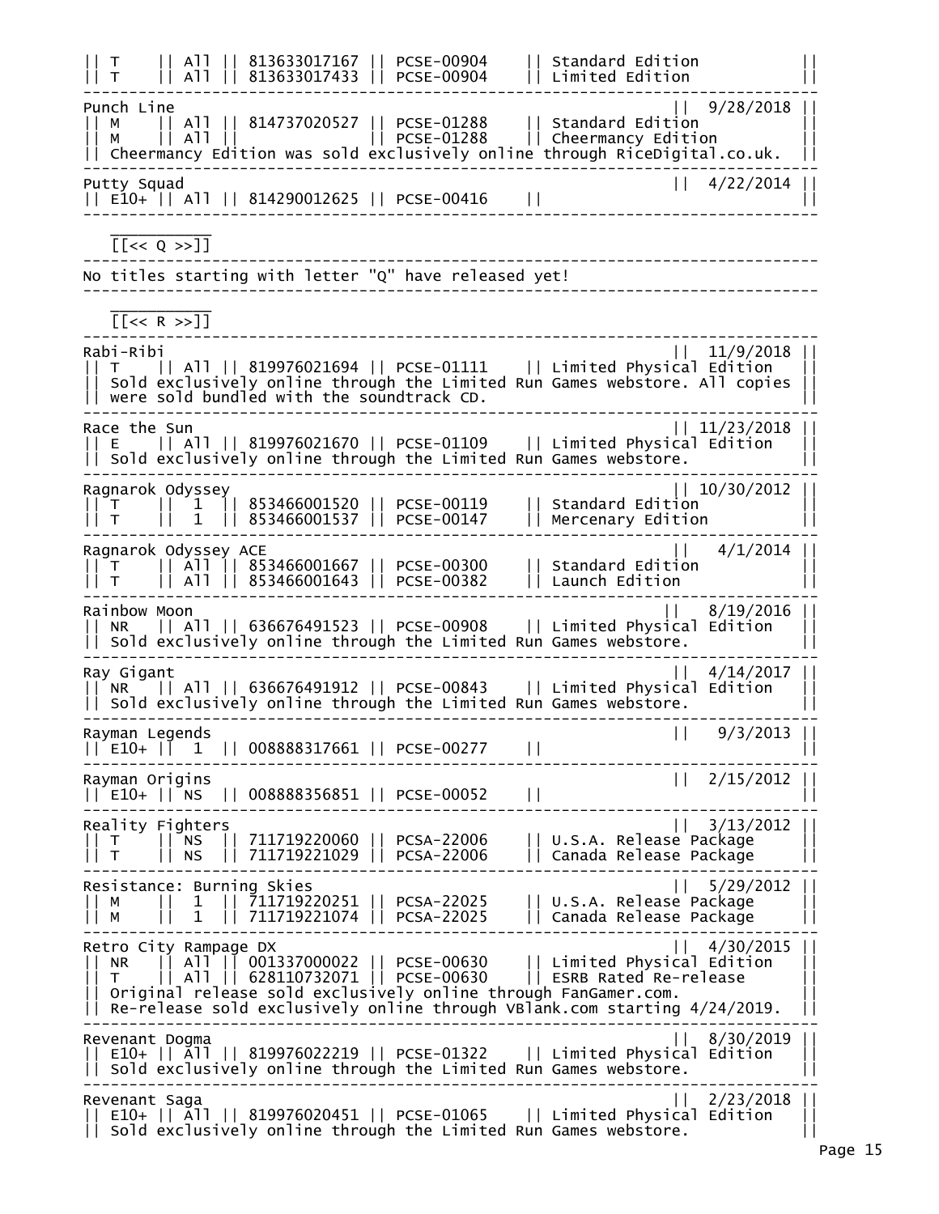```
|| T    || All || 813633017167 || PCSE-00904    || Standard Edition            ||
|| T    || All || 813633017433 || PCSE-00904    || Limited Edition             ||
--------------------------------------------------------------------------------
Punch Line                                                       ||  9/28/2018 ||
|| M    || All || 814737020527 || PCSE-01288    || Standard Edition            ||
|| M    || All ||              || PCSE-01288    || Cheermancy Edition          ||
|| Cheermancy Edition was sold exclusively online through RiceDigital.co.uk.  ||
--------------------------------------------------------------------------------
Putty Squad                                                      ||  4/22/2014 ||
|| E10+ || All || 814290012625 || PCSE-00416    ||                             ||
--------------------------------------------------------------------------------
    ___________
    [[<< Q >>]]
--------------------------------------------------------------------------------
No titles starting with letter "Q" have released yet!
--------------------------------------------------------------------------------
    ___________
    [[<< R >>]]
--------------------------------------------------------------------------------
Rabi-Ribi                                                        ||  11/9/2018 ||
|| T    || All || 819976021694 || PCSE-01111    || Limited Physical Edition    ||
|| Sold exclusively online through the Limited Run Games webstore. All copies ||
|| were sold bundled with the soundtrack CD.                                  ||
--------------------------------------------------------------------------------
Race the Sun                                                     || 11/23/2018 ||
|| E    || All || 819976021670 || PCSE-01109    || Limited Physical Edition    ||
|| Sold exclusively online through the Limited Run Games webstore.            ||
--------------------------------------------------------------------------------
Ragnarok Odyssey                                                 || 10/30/2012 ||
|| T    ||  1  || 853466001520 || PCSE-00119    || Standard Edition            ||
|| T    ||  1  || 853466001537 || PCSE-00147    || Mercenary Edition           ||
--------------------------------------------------------------------------------
Ragnarok Odyssey ACE                                             ||   4/1/2014 ||
|| T    || All || 853466001667 || PCSE-00300    || Standard Edition            ||
|| T    || All || 853466001643 || PCSE-00382    || Launch Edition              ||
--------------------------------------------------------------------------------
Rainbow Moon                                                     ||  8/19/2016 ||
|| NR   || All || 636676491523 || PCSE-00908    || Limited Physical Edition    ||
|| Sold exclusively online through the Limited Run Games webstore.            ||
--------------------------------------------------------------------------------
Ray Gigant                                                       ||  4/14/2017 ||
|| NR   || All || 636676491912 || PCSE-00843    || Limited Physical Edition    ||
|| Sold exclusively online through the Limited Run Games webstore.            ||
--------------------------------------------------------------------------------
Rayman Legends                                                   ||   9/3/2013 ||
|| E10+ ||  1  || 008888317661 || PCSE-00277    ||                             ||
--------------------------------------------------------------------------------
Rayman Origins                                                   ||  2/15/2012 ||
|| E10+ || NS  || 008888356851 || PCSE-00052    ||                             ||
--------------------------------------------------------------------------------
Reality Fighters                                                 ||  3/13/2012 ||
|| T    || NS  || 711719220060 || PCSA-22006    || U.S.A. Release Package      ||
|| T    || NS  || 711719221029 || PCSA-22006    || Canada Release Package      ||
--------------------------------------------------------------------------------
Resistance: Burning Skies                                        ||  5/29/2012 ||
|| M    ||  1  || 711719220251 || PCSA-22025    || U.S.A. Release Package      ||
|| M    ||  1  || 711719221074 || PCSA-22025    || Canada Release Package      ||
--------------------------------------------------------------------------------
Retro City Rampage DX                                            ||  4/30/2015 ||
|| NR   || All || 001337000022 || PCSE-00630    || Limited Physical Edition    ||
|| T    || All || 628110732071 || PCSE-00630    || ESRB Rated Re-release       ||
|| Original release sold exclusively online through FanGamer.com.             ||
|| Re-release sold exclusively online through VBlank.com starting 4/24/2019.  ||
--------------------------------------------------------------------------------
Revenant Dogma                                                   ||  8/30/2019 ||
|| E10+ || All || 819976022219 || PCSE-01322    || Limited Physical Edition    ||
|| Sold exclusively online through the Limited Run Games webstore.            ||
--------------------------------------------------------------------------------
Revenant Saga                                                    ||  2/23/2018 ||
|| E10+ || All || 819976020451 || PCSE-01065    || Limited Physical Edition    ||
|| Sold exclusively online through the Limited Run Games webstore.            ||
```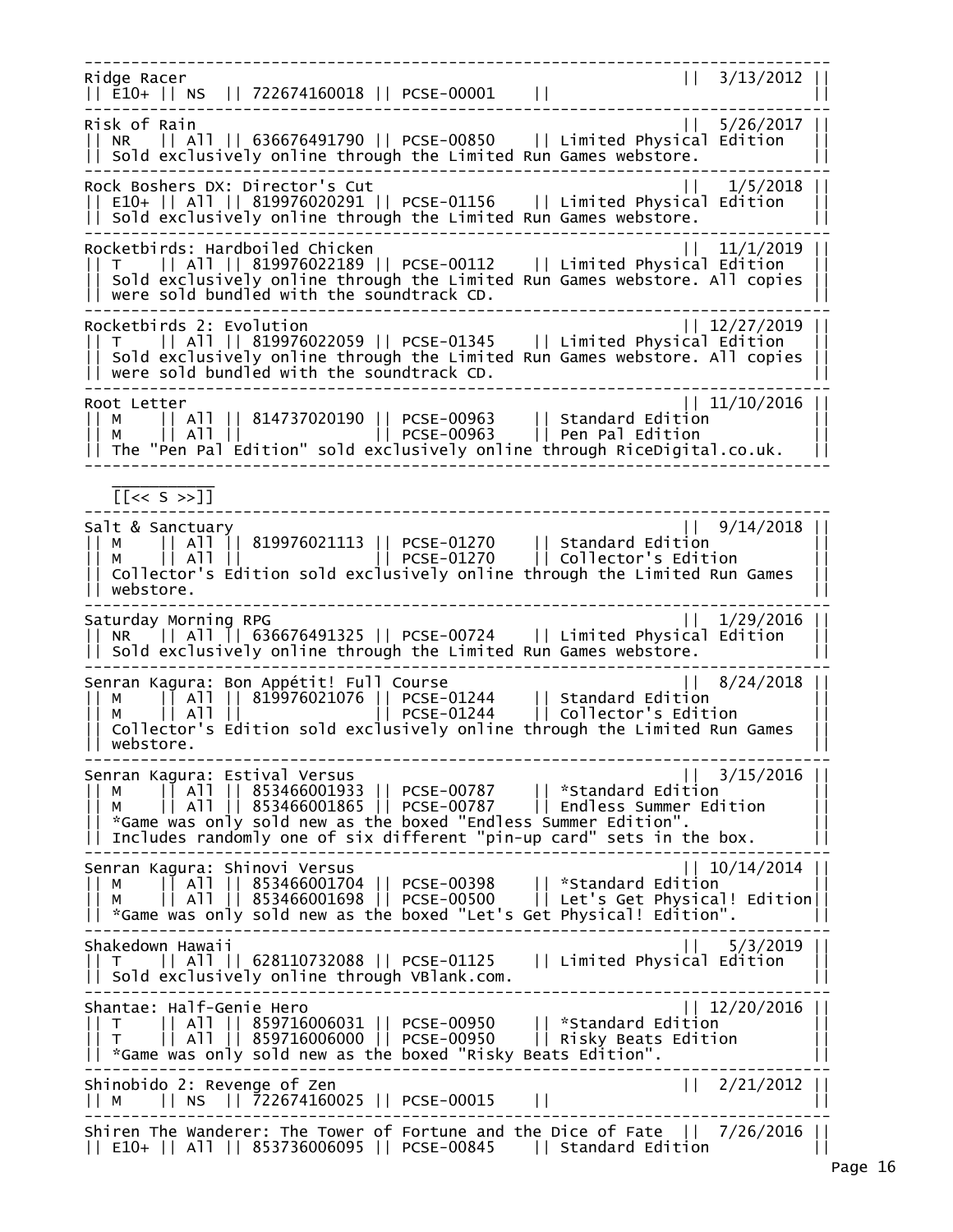```
-----------------------------------------------------------------------------
Ridge Racer                                                  ||  3/13/2012 ||
|| E10+ || NS  || 722674160018 || PCSE-00001    ||                          ||
-----------------------------------------------------------------------------
Risk of Rain                                                 ||  5/26/2017 ||
|| NR   || All || 636676491790 || PCSE-00850    || Limited Physical Edition ||
|| Sold exclusively online through the Limited Run Games webstore.         ||
-----------------------------------------------------------------------------
Rock Boshers DX: Director's Cut                              ||   1/5/2018 ||
|| E10+ || All || 819976020291 || PCSE-01156    || Limited Physical Edition ||
|| Sold exclusively online through the Limited Run Games webstore.         ||
-----------------------------------------------------------------------------
Rocketbirds: Hardboiled Chicken                              ||  11/1/2019 ||
|| T    || All || 819976022189 || PCSE-00112    || Limited Physical Edition ||
|| Sold exclusively online through the Limited Run Games webstore. All copies ||
|| were sold bundled with the soundtrack CD.                               ||
-----------------------------------------------------------------------------
Rocketbirds 2: Evolution                                     || 12/27/2019 ||
|| T    || All || 819976022059 || PCSE-01345    || Limited Physical Edition ||
|| Sold exclusively online through the Limited Run Games webstore. All copies ||
|| were sold bundled with the soundtrack CD.                               ||
-----------------------------------------------------------------------------
Root Letter                                                  || 11/10/2016 ||
|| M    || All || 814737020190 || PCSE-00963    || Standard Edition         ||
|| M    || All ||              || PCSE-00963    || Pen Pal Edition          ||
|| The "Pen Pal Edition" sold exclusively online through RiceDigital.co.uk.  ||
-----------------------------------------------------------------------------
   ___________
   [[<< S >>]]
-----------------------------------------------------------------------------
Salt & Sanctuary                                             ||  9/14/2018 ||
|| M    || All || 819976021113 || PCSE-01270    || Standard Edition         ||
|| M    || All ||              || PCSE-01270    || Collector's Edition      ||
|| Collector's Edition sold exclusively online through the Limited Run Games ||
|| webstore.                                                               ||
-----------------------------------------------------------------------------
Saturday Morning RPG                                         ||  1/29/2016 ||
|| NR   || All || 636676491325 || PCSE-00724    || Limited Physical Edition ||
|| Sold exclusively online through the Limited Run Games webstore.         ||
-----------------------------------------------------------------------------
Senran Kagura: Bon Appétit! Full Course                      ||  8/24/2018 ||
|| M    || All || 819976021076 || PCSE-01244    || Standard Edition         ||
|| M    || All ||              || PCSE-01244    || Collector's Edition      ||
|| Collector's Edition sold exclusively online through the Limited Run Games ||
|| webstore.                                                               ||
-----------------------------------------------------------------------------
Senran Kagura: Estival Versus                                ||  3/15/2016 ||
|| M    || All || 853466001933 || PCSE-00787    || *Standard Edition        ||
|| M    || All || 853466001865 || PCSE-00787    || Endless Summer Edition   ||
|| *Game was only sold new as the boxed "Endless Summer Edition".          ||
|| Includes randomly one of six different "pin-up card" sets in the box.   ||
-----------------------------------------------------------------------------
Senran Kagura: Shinovi Versus                                || 10/14/2014 ||
|| M    || All || 853466001704 || PCSE-00398    || *Standard Edition        ||
|| M    || All || 853466001698 || PCSE-00500    || Let's Get Physical! Edition||
|| *Game was only sold new as the boxed "Let's Get Physical! Edition".     ||
-----------------------------------------------------------------------------
Shakedown Hawaii                                             ||   5/3/2019 ||
|| T    || All || 628110732088 || PCSE-01125    || Limited Physical Edition ||
|| Sold exclusively online through VBlank.com.                             ||
-----------------------------------------------------------------------------
Shantae: Half-Genie Hero                                     || 12/20/2016 ||
|| T    || All || 859716006031 || PCSE-00950    || *Standard Edition        ||
|| T    || All || 859716006000 || PCSE-00950    || Risky Beats Edition      ||
|| *Game was only sold new as the boxed "Risky Beats Edition".             ||
-----------------------------------------------------------------------------
Shinobido 2: Revenge of Zen                                  ||  2/21/2012 ||
|| M    || NS  || 722674160025 || PCSE-00015    ||                          ||
-----------------------------------------------------------------------------
Shiren The Wanderer: The Tower of Fortune and the Dice of Fate  ||  7/26/2016 ||
|| E10+ || All || 853736006095 || PCSE-00845    || Standard Edition         ||
```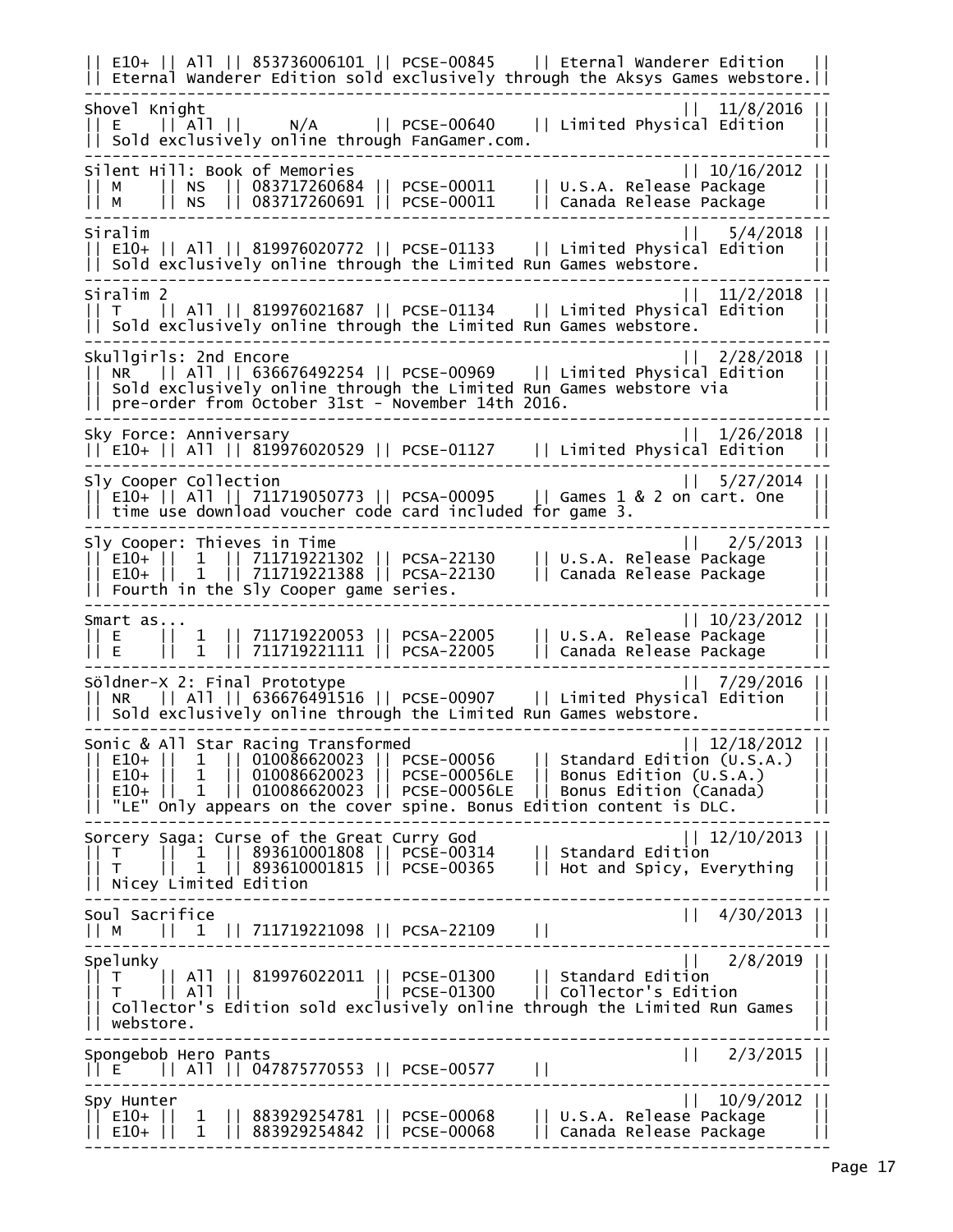```
|| E10+ || All || 853736006101 || PCSE-00845    || Eternal Wanderer Edition   ||
|| Eternal Wanderer Edition sold exclusively through the Aksys Games webstore.||
------------------------------------------------------------------------------
Shovel Knight                                                 ||  11/8/2016 ||
|| E    || All ||      N/A     || PCSE-00640    || Limited Physical Edition   ||
|| Sold exclusively online through FanGamer.com.                              ||
------------------------------------------------------------------------------
Silent Hill: Book of Memories                                 || 10/16/2012 ||
|| M    || NS  || 083717260684 || PCSE-00011    || U.S.A. Release Package     ||
|| M    || NS  || 083717260691 || PCSE-00011    || Canada Release Package     ||
------------------------------------------------------------------------------
Siralim                                                       ||   5/4/2018 ||
|| E10+ || All || 819976020772 || PCSE-01133    || Limited Physical Edition   ||
|| Sold exclusively online through the Limited Run Games webstore.           ||
------------------------------------------------------------------------------
Siralim 2                                                     ||  11/2/2018 ||
|| T    || All || 819976021687 || PCSE-01134    || Limited Physical Edition   ||
|| Sold exclusively online through the Limited Run Games webstore.           ||
------------------------------------------------------------------------------
Skullgirls: 2nd Encore                                        ||  2/28/2018 ||
|| NR   || All || 636676492254 || PCSE-00969    || Limited Physical Edition   ||
|| Sold exclusively online through the Limited Run Games webstore via        ||
|| pre-order from October 31st - November 14th 2016.                         ||
------------------------------------------------------------------------------
Sky Force: Anniversary                                        ||  1/26/2018 ||
|| E10+ || All || 819976020529 || PCSE-01127    || Limited Physical Edition   ||
------------------------------------------------------------------------------
Sly Cooper Collection                                         ||  5/27/2014 ||
|| E10+ || All || 711719050773 || PCSA-00095    || Games 1 & 2 on cart. One   ||
|| time use download voucher code card included for game 3.                  ||
------------------------------------------------------------------------------
Sly Cooper: Thieves in Time                                   ||   2/5/2013 ||
|| E10+ ||  1  || 711719221302 || PCSA-22130    || U.S.A. Release Package     ||
|| E10+ ||  1  || 711719221388 || PCSA-22130    || Canada Release Package     ||
|| Fourth in the Sly Cooper game series.                                     ||
------------------------------------------------------------------------------
Smart as...                                                   || 10/23/2012 ||
|| E    ||  1  || 711719220053 || PCSA-22005    || U.S.A. Release Package     ||
|| E    ||  1  || 711719221111 || PCSA-22005    || Canada Release Package     ||
------------------------------------------------------------------------------
Söldner-X 2: Final Prototype                                  ||  7/29/2016 ||
|| NR   || All || 636676491516 || PCSE-00907    || Limited Physical Edition   ||
|| Sold exclusively online through the Limited Run Games webstore.           ||
------------------------------------------------------------------------------
Sonic & All Star Racing Transformed                           || 12/18/2012 ||
|| E10+ ||  1  || 010086620023 || PCSE-00056    || Standard Edition (U.S.A.)  ||
|| E10+ ||  1  || 010086620023 || PCSE-00056LE  || Bonus Edition (U.S.A.)     ||
|| E10+ ||  1  || 010086620023 || PCSE-00056LE  || Bonus Edition (Canada)     ||
|| "LE" Only appears on the cover spine. Bonus Edition content is DLC.       ||
------------------------------------------------------------------------------
Sorcery Saga: Curse of the Great Curry God                    || 12/10/2013 ||
|| T    ||  1  || 893610001808 || PCSE-00314    || Standard Edition           ||
|| T    ||  1  || 893610001815 || PCSE-00365    || Hot and Spicy, Everything  ||
|| Nicey Limited Edition                                                     ||
------------------------------------------------------------------------------
Soul Sacrifice                                                ||  4/30/2013 ||
|| M    ||  1  || 711719221098 || PCSA-22109    ||                            ||
------------------------------------------------------------------------------
Spelunky                                                      ||   2/8/2019 ||
|| T    || All || 819976022011 || PCSE-01300    || Standard Edition           ||
|| T    || All ||              || PCSE-01300    || Collector's Edition        ||
|| Collector's Edition sold exclusively online through the Limited Run Games ||
|| webstore.                                                                 ||
------------------------------------------------------------------------------
Spongebob Hero Pants                                          ||   2/3/2015 ||
|| E    || All || 047875770553 || PCSE-00577    ||                            ||
------------------------------------------------------------------------------
Spy Hunter                                                    ||  10/9/2012 ||
|| E10+ ||  1  || 883929254781 || PCSE-00068    || U.S.A. Release Package     ||
|| E10+ ||  1  || 883929254842 || PCSE-00068    || Canada Release Package     ||
------------------------------------------------------------------------------
```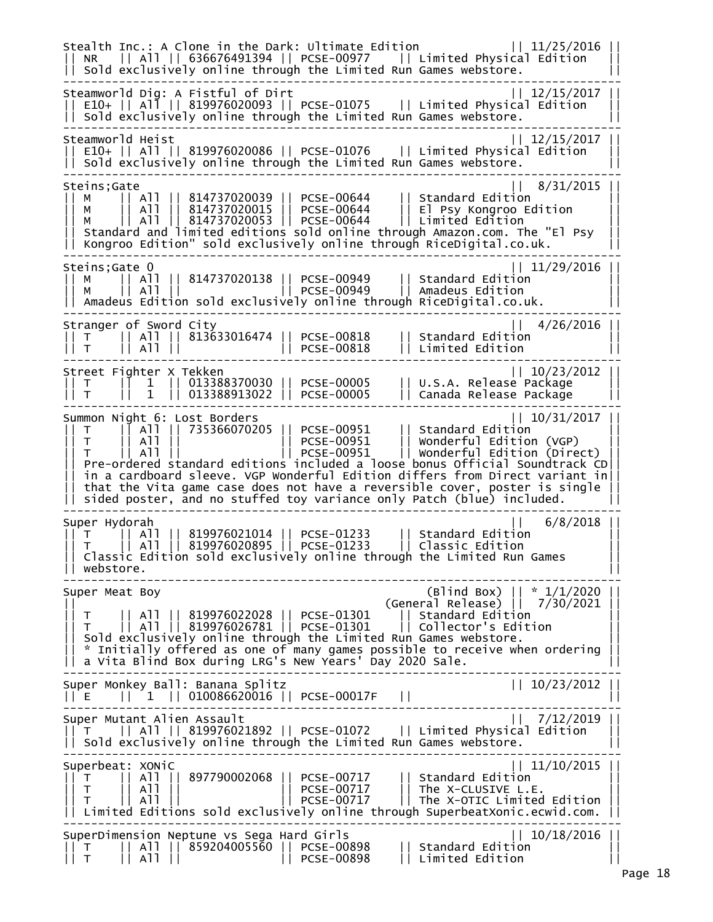```
Stealth Inc.: A Clone in the Dark: Ultimate Edition            || 11/25/2016 ||
|| NR   || All || 636676491394 || PCSE-00977    || Limited Physical Edition   ||
|| Sold exclusively online through the Limited Run Games webstore.             ||
--------------------------------------------------------------------------------
Steamworld Dig: A Fistful of Dirt                              || 12/15/2017 ||
|| E10+ || All || 819976020093 || PCSE-01075    || Limited Physical Edition   ||
|| Sold exclusively online through the Limited Run Games webstore.             ||
--------------------------------------------------------------------------------
Steamworld Heist                                               || 12/15/2017 ||
|| E10+ || All || 819976020086 || PCSE-01076    || Limited Physical Edition   ||
|| Sold exclusively online through the Limited Run Games webstore.             ||
--------------------------------------------------------------------------------
Steins;Gate                                                    ||  8/31/2015 ||
|| M    || All || 814737020039 || PCSE-00644    || Standard Edition           ||
|| M    || All || 814737020015 || PCSE-00644    || El Psy Kongroo Edition     ||
|| M    || All || 814737020053 || PCSE-00644    || Limited Edition            ||
|| Standard and limited editions sold online through Amazon.com. The "El Psy   ||
|| Kongroo Edition" sold exclusively online through RiceDigital.co.uk.         ||
--------------------------------------------------------------------------------
Steins;Gate 0                                                  || 11/29/2016 ||
|| M    || All || 814737020138 || PCSE-00949    || Standard Edition           ||
|| M    || All ||              || PCSE-00949    || Amadeus Edition            ||
|| Amadeus Edition sold exclusively online through RiceDigital.co.uk.          ||
--------------------------------------------------------------------------------
Stranger of Sword City                                         ||  4/26/2016 ||
|| T    || All || 813633016474 || PCSE-00818    || Standard Edition           ||
|| T    || All ||              || PCSE-00818    || Limited Edition            ||
--------------------------------------------------------------------------------
Street Fighter X Tekken                                        || 10/23/2012 ||
|| T    ||  1  || 013388370030 || PCSE-00005    || U.S.A. Release Package     ||
|| T    ||  1  || 013388913022 || PCSE-00005    || Canada Release Package     ||
--------------------------------------------------------------------------------
Summon Night 6: Lost Borders                                   || 10/31/2017 ||
|| T    || All || 735366070205 || PCSE-00951    || Standard Edition           ||
|| T    || All ||              || PCSE-00951    || Wonderful Edition (VGP)    ||
|| T    || All ||              || PCSE-00951    || Wonderful Edition (Direct) ||
|| Pre-ordered standard editions included a loose bonus Official Soundtrack CD||
|| in a cardboard sleeve. VGP Wonderful Edition differs from Direct variant in||
|| that the Vita game case does not have a reversible cover, poster is single ||
|| sided poster, and no stuffed toy variance only Patch (blue) included.       ||
--------------------------------------------------------------------------------
Super Hydorah                                                  ||   6/8/2018 ||
|| T    || All || 819976021014 || PCSE-01233    || Standard Edition           ||
|| T    || All || 819976020895 || PCSE-01233    || Classic Edition            ||
|| Classic Edition sold exclusively online through the Limited Run Games       ||
|| webstore.                                                                   ||
--------------------------------------------------------------------------------
Super Meat Boy                                     (Blind Box) || * 1/1/2020 ||
||                                           (General Release) ||  7/30/2021 ||
|| T    || All || 819976022028 || PCSE-01301    || Standard Edition           ||
|| T    || All || 819976026781 || PCSE-01301    || Collector's Edition        ||
|| Sold exclusively online through the Limited Run Games webstore.             ||
|| * Initially offered as one of many games possible to receive when ordering ||
|| a Vita Blind Box during LRG's New Years' Day 2020 Sale.                     ||
--------------------------------------------------------------------------------
Super Monkey Ball: Banana Splitz                               || 10/23/2012 ||
|| E    ||  1  || 010086620016 || PCSE-00017F   ||                            ||
--------------------------------------------------------------------------------
Super Mutant Alien Assault                                     ||  7/12/2019 ||
|| T    || All || 819976021892 || PCSE-01072    || Limited Physical Edition   ||
|| Sold exclusively online through the Limited Run Games webstore.             ||
--------------------------------------------------------------------------------
Superbeat: XONiC                                               || 11/10/2015 ||
|| T    || All || 897790002068 || PCSE-00717    || Standard Edition           ||
|| T    || All ||              || PCSE-00717    || The X-CLUSIVE L.E.         ||
|| T    || All ||              || PCSE-00717    || The X-OTIC Limited Edition ||
|| Limited Editions sold exclusively online through SuperbeatXonic.ecwid.com.  ||
--------------------------------------------------------------------------------
SuperDimension Neptune vs Sega Hard Girls                      || 10/18/2016 ||
|| T    || All || 859204005560 || PCSE-00898    || Standard Edition           ||
|| T    || All ||              || PCSE-00898    || Limited Edition            ||
```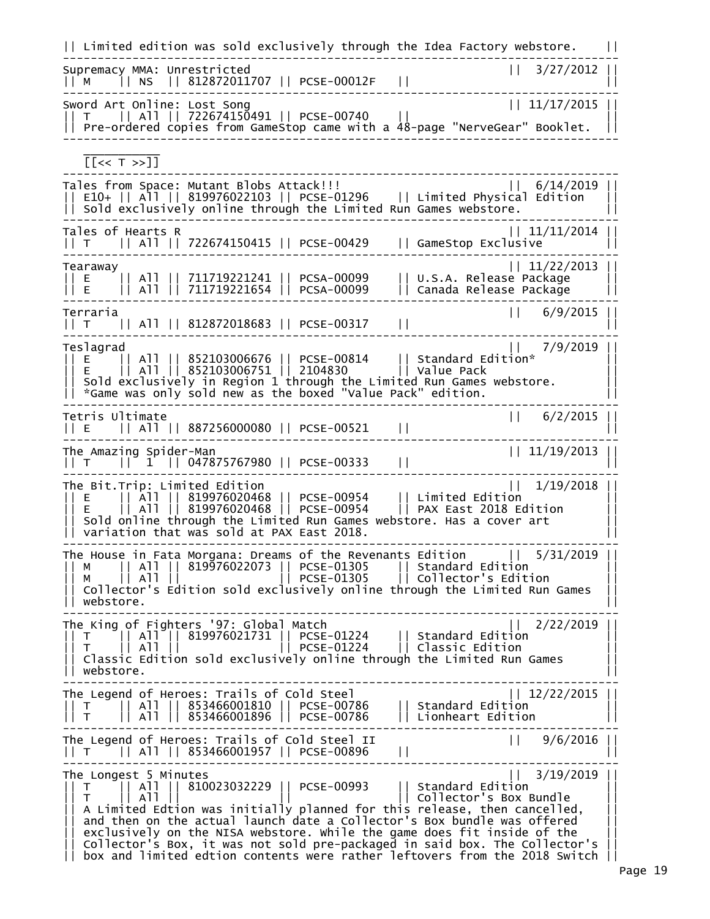```
|| Limited edition was sold exclusively through the Idea Factory webstore.    ||
--------------------------------------------------------------------------------
Supremacy MMA: Unrestricted                                      ||  3/27/2012 ||
|| M    || NS  || 812872011707 || PCSE-00012F    ||                           ||
--------------------------------------------------------------------------------
Sword Art Online: Lost Song                                      || 11/17/2015 ||
|| T    || All || 722674150491 || PCSE-00740     ||                           ||
|| Pre-ordered copies from GameStop came with a 48-page "NerveGear" Booklet.  ||
--------------------------------------------------------------------------------
   __________
   [[<< T >>]]
--------------------------------------------------------------------------------
Tales from Space: Mutant Blobs Attack!!!                         ||  6/14/2019 ||
|| E10+ || All || 819976022103 || PCSE-01296     || Limited Physical Edition  ||
|| Sold exclusively online through the Limited Run Games webstore.            ||
--------------------------------------------------------------------------------
Tales of Hearts R                                                || 11/11/2014 ||
|| T    || All || 722674150415 || PCSE-00429     || GameStop Exclusive        ||
--------------------------------------------------------------------------------
Tearaway                                                         || 11/22/2013 ||
|| E    || All || 711719221241 || PCSA-00099     || U.S.A. Release Package    ||
|| E    || All || 711719221654 || PCSA-00099     || Canada Release Package    ||
--------------------------------------------------------------------------------
Terraria                                                         ||   6/9/2015 ||
|| T    || All || 812872018683 || PCSE-00317     ||                           ||
--------------------------------------------------------------------------------
Teslagrad                                                        ||   7/9/2019 ||
|| E    || All || 852103006676 || PCSE-00814     || Standard Edition*         ||
|| E    || All || 852103006751 || 2104830        || Value Pack                ||
|| Sold exclusively in Region 1 through the Limited Run Games webstore.       ||
|| *Game was only sold new as the boxed "Value Pack" edition.                 ||
--------------------------------------------------------------------------------
Tetris Ultimate                                                  ||   6/2/2015 ||
|| E    || All || 887256000080 || PCSE-00521     ||                           ||
--------------------------------------------------------------------------------
The Amazing Spider-Man                                           || 11/19/2013 ||
|| T    ||  1  || 047875767980 || PCSE-00333     ||                           ||
--------------------------------------------------------------------------------
The Bit.Trip: Limited Edition                                    ||  1/19/2018 ||
|| E    || All || 819976020468 || PCSE-00954     || Limited Edition           ||
|| E    || All || 819976020468 || PCSE-00954     || PAX East 2018 Edition     ||
|| Sold online through the Limited Run Games webstore. Has a cover art        ||
|| variation that was sold at PAX East 2018.                                  ||
--------------------------------------------------------------------------------
The House in Fata Morgana: Dreams of the Revenants Edition       ||  5/31/2019 ||
|| M    || All || 819976022073 || PCSE-01305     || Standard Edition          ||
|| M    || All ||              || PCSE-01305     || Collector's Edition       ||
|| Collector's Edition sold exclusively online through the Limited Run Games  ||
|| webstore.                                                                  ||
--------------------------------------------------------------------------------
The King of Fighters '97: Global Match                           ||  2/22/2019 ||
|| T    || All || 819976021731 || PCSE-01224     || Standard Edition          ||
|| T    || All ||              || PCSE-01224     || Classic Edition           ||
|| Classic Edition sold exclusively online through the Limited Run Games      ||
|| webstore.                                                                  ||
--------------------------------------------------------------------------------
The Legend of Heroes: Trails of Cold Steel                       || 12/22/2015 ||
|| T    || All || 853466001810 || PCSE-00786     || Standard Edition          ||
|| T    || All || 853466001896 || PCSE-00786     || Lionheart Edition         ||
--------------------------------------------------------------------------------
The Legend of Heroes: Trails of Cold Steel II                    ||   9/6/2016 ||
|| T    || All || 853466001957 || PCSE-00896     ||                           ||
--------------------------------------------------------------------------------
The Longest 5 Minutes                                            ||  3/19/2019 ||
|| T    || All || 810023032229 || PCSE-00993     || Standard Edition          ||
|| T    || All ||              ||                || Collector's Box Bundle    ||
|| A Limited Edtion was initially planned for this release, then cancelled,   ||
|| and then on the actual launch date a Collector's Box bundle was offered    ||
|| exclusively on the NISA webstore. While the game does fit inside of the    ||
|| Collector's Box, it was not sold pre-packaged in said box. The Collector's ||
|| box and limited edtion contents were rather leftovers from the 2018 Switch ||
```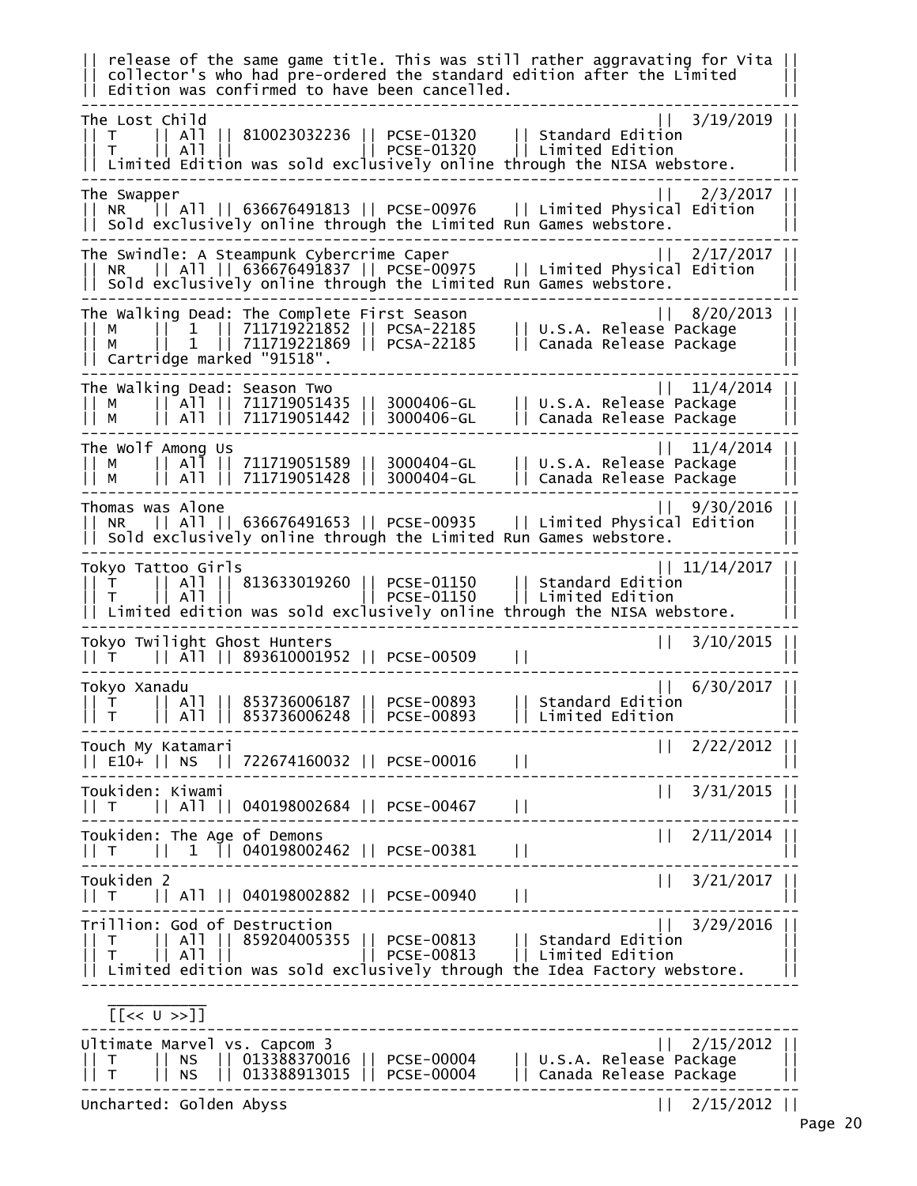```
|| release of the same game title. This was still rather aggravating for Vita ||
|| collector's who had pre-ordered the standard edition after the Limited     ||
|| Edition was confirmed to have been cancelled.                               ||
-------------------------------------------------------------------------------
The Lost Child                                                  ||  3/19/2019 ||
|| T    || All || 810023032236 || PCSE-01320    || Standard Edition           ||
|| T    || All ||              || PCSE-01320    || Limited Edition            ||
|| Limited Edition was sold exclusively online through the NISA webstore.      ||
-------------------------------------------------------------------------------
The Swapper                                                     ||   2/3/2017 ||
|| NR   || All || 636676491813 || PCSE-00976    || Limited Physical Edition   ||
|| Sold exclusively online through the Limited Run Games webstore.             ||
-------------------------------------------------------------------------------
The Swindle: A Steampunk Cybercrime Caper                       ||  2/17/2017 ||
|| NR   || All || 636676491837 || PCSE-00975    || Limited Physical Edition   ||
|| Sold exclusively online through the Limited Run Games webstore.             ||
-------------------------------------------------------------------------------
The Walking Dead: The Complete First Season                     ||  8/20/2013 ||
|| M    ||  1  || 711719221852 || PCSA-22185    || U.S.A. Release Package     ||
|| M    ||  1  || 711719221869 || PCSA-22185    || Canada Release Package     ||
|| Cartridge marked "91518".                                                   ||
-------------------------------------------------------------------------------
The Walking Dead: Season Two                                    ||  11/4/2014 ||
|| M    || All || 711719051435 || 3000406-GL    || U.S.A. Release Package     ||
|| M    || All || 711719051442 || 3000406-GL    || Canada Release Package     ||
-------------------------------------------------------------------------------
The Wolf Among Us                                               ||  11/4/2014 ||
|| M    || All || 711719051589 || 3000404-GL    || U.S.A. Release Package     ||
|| M    || All || 711719051428 || 3000404-GL    || Canada Release Package     ||
-------------------------------------------------------------------------------
Thomas was Alone                                                ||  9/30/2016 ||
|| NR   || All || 636676491653 || PCSE-00935    || Limited Physical Edition   ||
|| Sold exclusively online through the Limited Run Games webstore.             ||
-------------------------------------------------------------------------------
Tokyo Tattoo Girls                                              || 11/14/2017 ||
|| T    || All || 813633019260 || PCSE-01150    || Standard Edition           ||
|| T    || All ||              || PCSE-01150    || Limited Edition            ||
|| Limited edition was sold exclusively online through the NISA webstore.      ||
-------------------------------------------------------------------------------
Tokyo Twilight Ghost Hunters                                    ||  3/10/2015 ||
|| T    || All || 893610001952 || PCSE-00509    ||                            ||
-------------------------------------------------------------------------------
Tokyo Xanadu                                                    ||  6/30/2017 ||
|| T    || All || 853736006187 || PCSE-00893    || Standard Edition           ||
|| T    || All || 853736006248 || PCSE-00893    || Limited Edition            ||
-------------------------------------------------------------------------------
Touch My Katamari                                               ||  2/22/2012 ||
|| E10+ || NS  || 722674160032 || PCSE-00016    ||                            ||
-------------------------------------------------------------------------------
Toukiden: Kiwami                                                ||  3/31/2015 ||
|| T    || All || 040198002684 || PCSE-00467    ||                            ||
-------------------------------------------------------------------------------
Toukiden: The Age of Demons                                     ||  2/11/2014 ||
|| T    ||  1  || 040198002462 || PCSE-00381    ||                            ||
-------------------------------------------------------------------------------
Toukiden 2                                                      ||  3/21/2017 ||
|| T    || All || 040198002882 || PCSE-00940    ||                            ||
-------------------------------------------------------------------------------
Trillion: God of Destruction                                    ||  3/29/2016 ||
|| T    || All || 859204005355 || PCSE-00813    || Standard Edition           ||
|| T    || All ||              || PCSE-00813    || Limited Edition            ||
|| Limited edition was sold exclusively through the Idea Factory webstore.     ||
-------------------------------------------------------------------------------
    __________
    [[<< U >>]]
-------------------------------------------------------------------------------
Ultimate Marvel vs. Capcom 3                                    ||  2/15/2012 ||
|| T    || NS  || 013388370016 || PCSE-00004    || U.S.A. Release Package     ||
|| T    || NS  || 013388913015 || PCSE-00004    || Canada Release Package     ||
-------------------------------------------------------------------------------
Uncharted: Golden Abyss                                         ||  2/15/2012 ||
```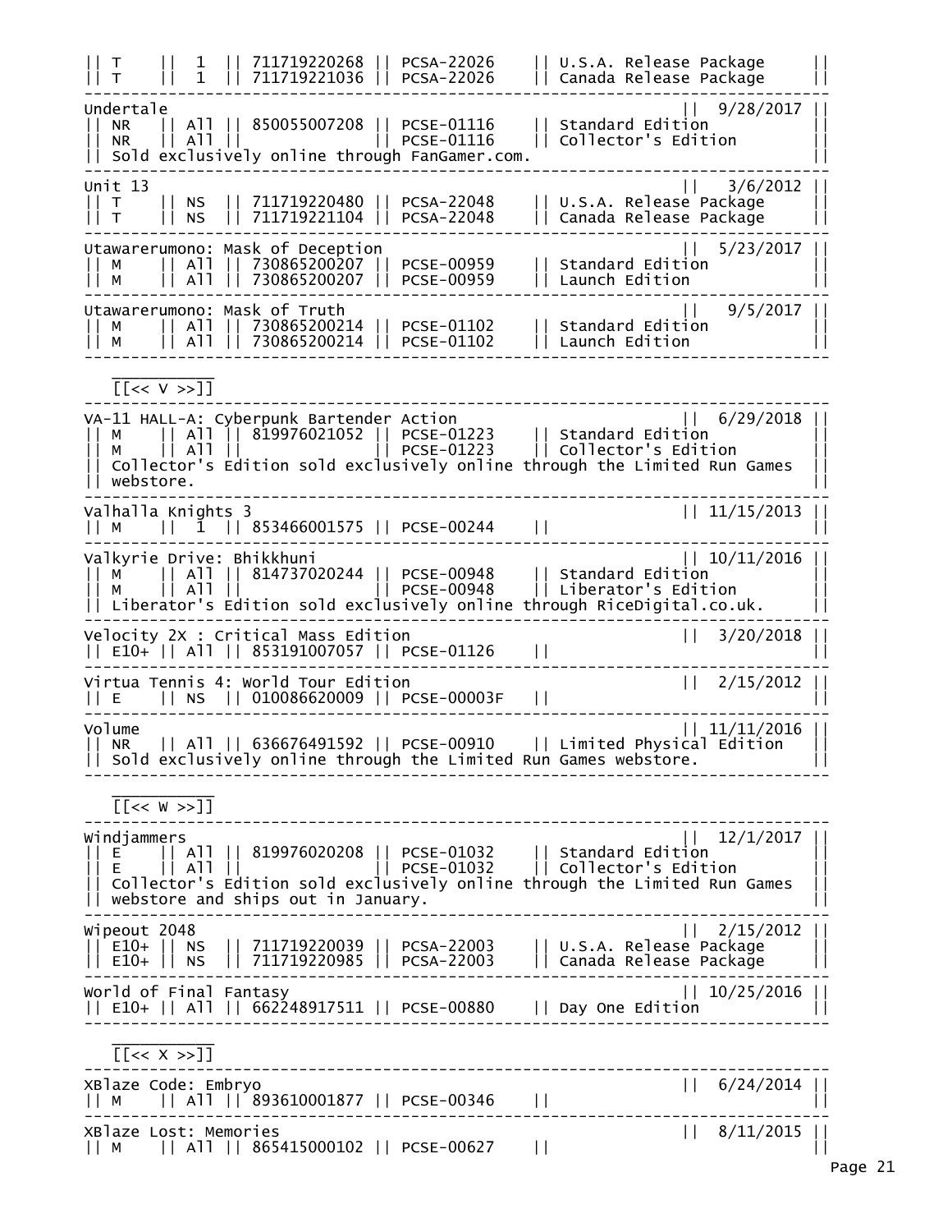```
|| T    ||  1  || 711719220268 || PCSA-22026    || U.S.A. Release Package     ||
|| T    ||  1  || 711719221036 || PCSA-22026    || Canada Release Package     ||
---------------------------------------------------------------------------------
Undertale                                                      ||   9/28/2017 ||
|| NR   || All || 850055007208 || PCSE-01116    || Standard Edition           ||
|| NR   || All ||              || PCSE-01116    || Collector's Edition        ||
|| Sold exclusively online through FanGamer.com.                              ||
---------------------------------------------------------------------------------
Unit 13                                                        ||    3/6/2012 ||
|| T    || NS  || 711719220480 || PCSA-22048    || U.S.A. Release Package     ||
|| T    || NS  || 711719221104 || PCSA-22048    || Canada Release Package     ||
---------------------------------------------------------------------------------
Utawarerumono: Mask of Deception                               ||   5/23/2017 ||
|| M    || All || 730865200207 || PCSE-00959    || Standard Edition           ||
|| M    || All || 730865200207 || PCSE-00959    || Launch Edition             ||
---------------------------------------------------------------------------------
Utawarerumono: Mask of Truth                                   ||    9/5/2017 ||
|| M    || All || 730865200214 || PCSE-01102    || Standard Edition           ||
|| M    || All || 730865200214 || PCSE-01102    || Launch Edition             ||
---------------------------------------------------------------------------------

   __________
   [[<< V >>]]
---------------------------------------------------------------------------------
VA-11 HALL-A: Cyberpunk Bartender Action                       ||   6/29/2018 ||
|| M    || All || 819976021052 || PCSE-01223    || Standard Edition           ||
|| M    || All ||              || PCSE-01223    || Collector's Edition        ||
|| Collector's Edition sold exclusively online through the Limited Run Games  ||
|| webstore.                                                                  ||
---------------------------------------------------------------------------------
Valhalla Knights 3                                             ||  11/15/2013 ||
|| M    ||  1  || 853466001575 || PCSE-00244    ||                            ||
---------------------------------------------------------------------------------
Valkyrie Drive: Bhikkhuni                                      ||  10/11/2016 ||
|| M    || All || 814737020244 || PCSE-00948    || Standard Edition           ||
|| M    || All ||              || PCSE-00948    || Liberator's Edition        ||
|| Liberator's Edition sold exclusively online through RiceDigital.co.uk.     ||
---------------------------------------------------------------------------------
Velocity 2X : Critical Mass Edition                            ||   3/20/2018 ||
|| E10+ || All || 853191007057 || PCSE-01126    ||                            ||
---------------------------------------------------------------------------------
Virtua Tennis 4: World Tour Edition                            ||   2/15/2012 ||
|| E    || NS  || 010086620009 || PCSE-00003F   ||                            ||
---------------------------------------------------------------------------------
Volume                                                         ||  11/11/2016 ||
|| NR   || All || 636676491592 || PCSE-00910    || Limited Physical Edition   ||
|| Sold exclusively online through the Limited Run Games webstore.            ||
---------------------------------------------------------------------------------

   __________
   [[<< W >>]]
---------------------------------------------------------------------------------
Windjammers                                                    ||   12/1/2017 ||
|| E    || All || 819976020208 || PCSE-01032    || Standard Edition           ||
|| E    || All ||              || PCSE-01032    || Collector's Edition        ||
|| Collector's Edition sold exclusively online through the Limited Run Games  ||
|| webstore and ships out in January.                                         ||
---------------------------------------------------------------------------------
Wipeout 2048                                                   ||   2/15/2012 ||
|| E10+ || NS  || 711719220039 || PCSA-22003    || U.S.A. Release Package     ||
|| E10+ || NS  || 711719220985 || PCSA-22003    || Canada Release Package     ||
---------------------------------------------------------------------------------
World of Final Fantasy                                         ||  10/25/2016 ||
|| E10+ || All || 662248917511 || PCSE-00880    || Day One Edition            ||
---------------------------------------------------------------------------------

   __________
   [[<< X >>]]
---------------------------------------------------------------------------------
XBlaze Code: Embryo                                            ||   6/24/2014 ||
|| M    || All || 893610001877 || PCSE-00346    ||                            ||
---------------------------------------------------------------------------------
XBlaze Lost: Memories                                          ||   8/11/2015 ||
|| M    || All || 865415000102 || PCSE-00627    ||                            ||
```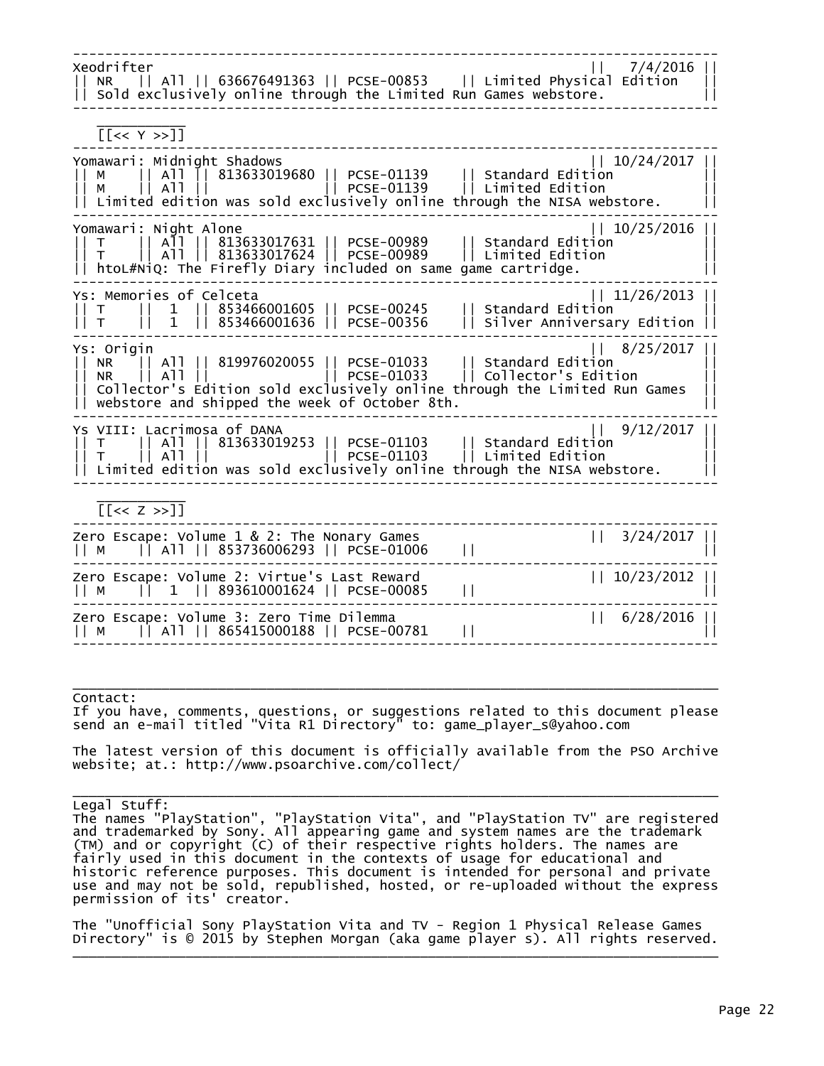```
-----------------------------------------------------------------------------
Xeodrifter                                                    ||   7/4/2016 ||
|| NR   || All || 636676491363 || PCSE-00853    || Limited Physical Edition   ||
|| Sold exclusively online through the Limited Run Games webstore.            ||
-----------------------------------------------------------------------------
```

[[<< Y >>]]

```
-----------------------------------------------------------------------------
Yomawari: Midnight Shadows                                    || 10/24/2017 ||
|| M    || All || 813633019680 || PCSE-01139    || Standard Edition           ||
|| M    || All ||              || PCSE-01139    || Limited Edition            ||
|| Limited edition was sold exclusively online through the NISA webstore.     ||
-----------------------------------------------------------------------------
Yomawari: Night Alone                                         || 10/25/2016 ||
|| T    || All || 813633017631 || PCSE-00989    || Standard Edition           ||
|| T    || All || 813633017624 || PCSE-00989    || Limited Edition            ||
|| htoL#NiQ: The Firefly Diary included on same game cartridge.               ||
-----------------------------------------------------------------------------
Ys: Memories of Celceta                                       || 11/26/2013 ||
|| T    ||  1  || 853466001605 || PCSE-00245    || Standard Edition           ||
|| T    ||  1  || 853466001636 || PCSE-00356    || Silver Anniversary Edition ||
-----------------------------------------------------------------------------
Ys: Origin                                                    ||  8/25/2017 ||
|| NR   || All || 819976020055 || PCSE-01033    || Standard Edition           ||
|| NR   || All ||              || PCSE-01033    || Collector's Edition        ||
|| Collector's Edition sold exclusively online through the Limited Run Games  ||
|| webstore and shipped the week of October 8th.                              ||
-----------------------------------------------------------------------------
Ys VIII: Lacrimosa of DANA                                    ||  9/12/2017 ||
|| T    || All || 813633019253 || PCSE-01103    || Standard Edition           ||
|| T    || All ||              || PCSE-01103    || Limited Edition            ||
|| Limited edition was sold exclusively online through the NISA webstore.     ||
-----------------------------------------------------------------------------
```

[[<< Z >>]]

```
-----------------------------------------------------------------------------
Zero Escape: Volume 1 & 2: The Nonary Games                   ||  3/24/2017 ||
|| M    || All || 853736006293 || PCSE-01006    ||                            ||
-----------------------------------------------------------------------------
Zero Escape: Volume 2: Virtue's Last Reward                   || 10/23/2012 ||
|| M    ||  1  || 893610001624 || PCSE-00085    ||                            ||
-----------------------------------------------------------------------------
Zero Escape: Volume 3: Zero Time Dilemma                      ||  6/28/2016 ||
|| M    || All || 865415000188 || PCSE-00781    ||                            ||
-----------------------------------------------------------------------------
```

---

Contact:
If you have, comments, questions, or suggestions related to this document please send an e-mail titled "Vita R1 Directory" to: game_player_s@yahoo.com

The latest version of this document is officially available from the PSO Archive website; at.: http://www.psoarchive.com/collect/

---

Legal Stuff:
The names "PlayStation", "PlayStation Vita", and "PlayStation TV" are registered and trademarked by Sony. All appearing game and system names are the trademark (TM) and or copyright (C) of their respective rights holders. The names are fairly used in this document in the contexts of usage for educational and historic reference purposes. This document is intended for personal and private use and may not be sold, republished, hosted, or re-uploaded without the express permission of its' creator.

The "Unofficial Sony PlayStation Vita and TV - Region 1 Physical Release Games Directory" is © 2015 by Stephen Morgan (aka game player s). All rights reserved.

---